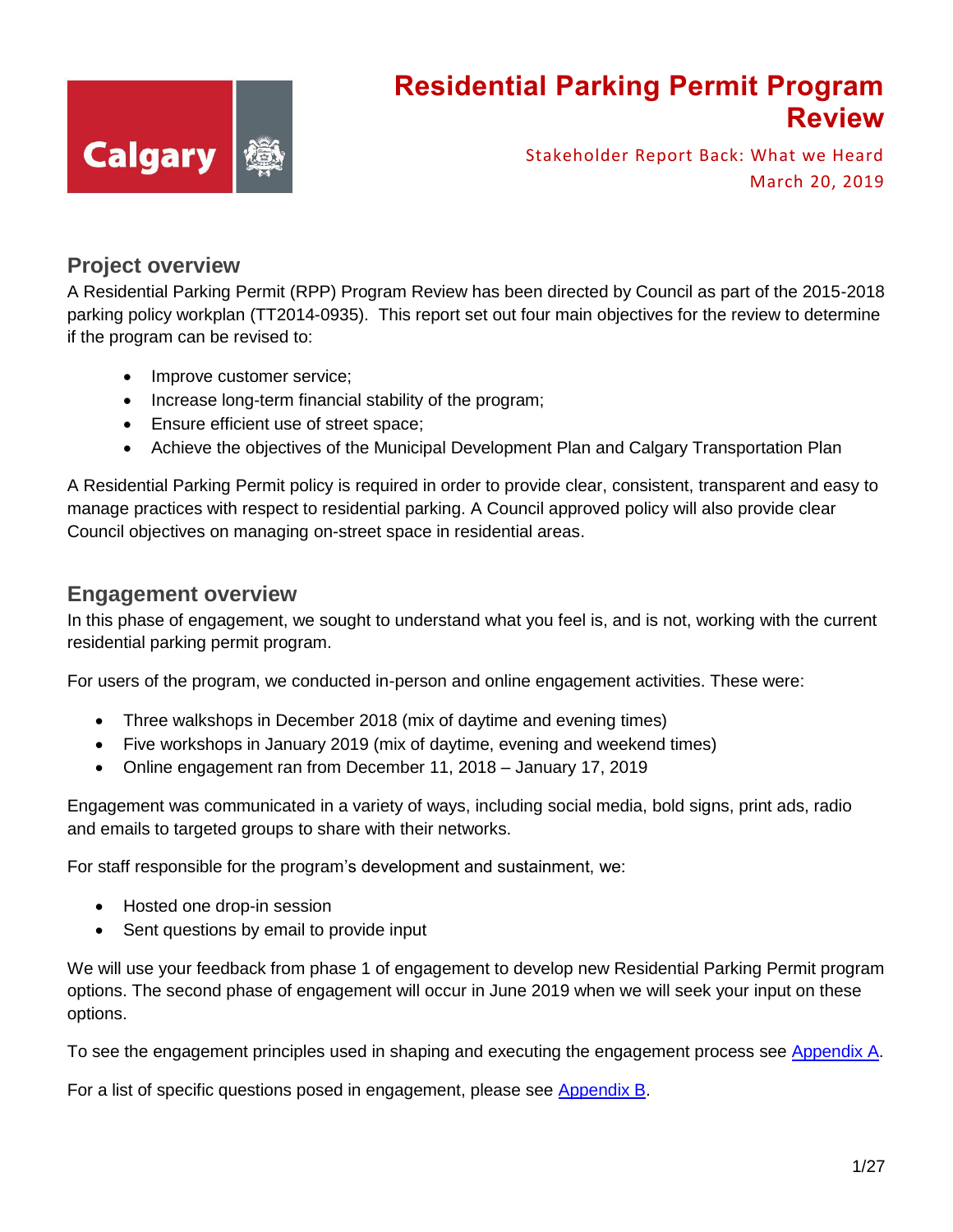# Residential Parking Permit Program Review

Stakeholder Report Back: What we Heard
March 20, 2019

## Project overview

A Residential Parking Permit (RPP) Program Review has been directed by Council as part of the 2015-2018 parking policy workplan (TT2014-0935). This report set out four main objectives for the review to determine if the program can be revised to:

- Improve customer service;
- Increase long-term financial stability of the program;
- Ensure efficient use of street space;
- Achieve the objectives of the Municipal Development Plan and Calgary Transportation Plan

A Residential Parking Permit policy is required in order to provide clear, consistent, transparent and easy to manage practices with respect to residential parking. A Council approved policy will also provide clear Council objectives on managing on-street space in residential areas.

## Engagement overview

In this phase of engagement, we sought to understand what you feel is, and is not, working with the current residential parking permit program.

For users of the program, we conducted in-person and online engagement activities. These were:

- Three walkshops in December 2018 (mix of daytime and evening times)
- Five workshops in January 2019 (mix of daytime, evening and weekend times)
- Online engagement ran from December 11, 2018 – January 17, 2019

Engagement was communicated in a variety of ways, including social media, bold signs, print ads, radio and emails to targeted groups to share with their networks.

For staff responsible for the program's development and sustainment, we:

- Hosted one drop-in session
- Sent questions by email to provide input

We will use your feedback from phase 1 of engagement to develop new Residential Parking Permit program options. The second phase of engagement will occur in June 2019 when we will seek your input on these options.

To see the engagement principles used in shaping and executing the engagement process see Appendix A.

For a list of specific questions posed in engagement, please see Appendix B.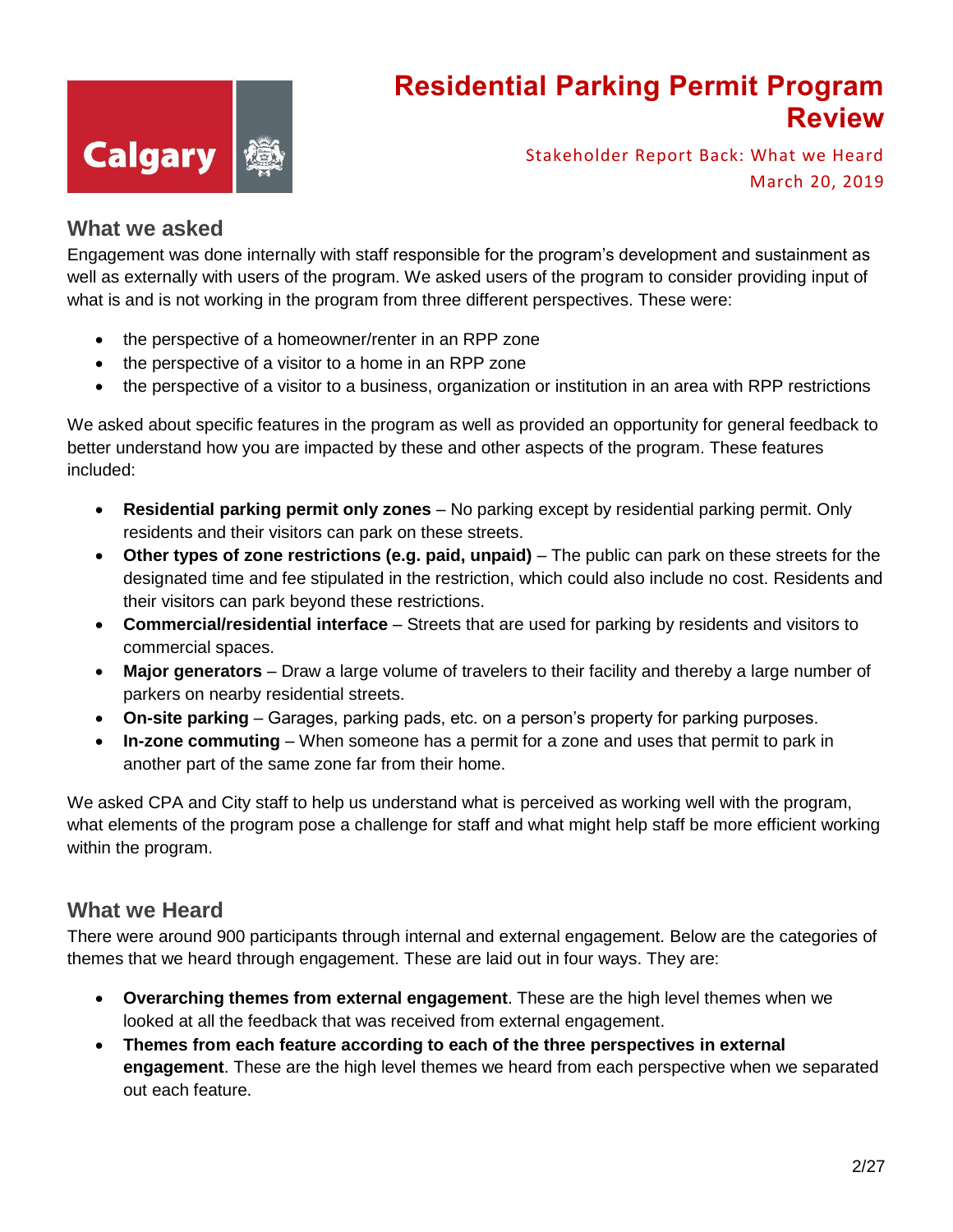# Residential Parking Permit Program Review

Stakeholder Report Back: What we Heard
March 20, 2019

## What we asked

Engagement was done internally with staff responsible for the program's development and sustainment as well as externally with users of the program. We asked users of the program to consider providing input of what is and is not working in the program from three different perspectives. These were:

- the perspective of a homeowner/renter in an RPP zone
- the perspective of a visitor to a home in an RPP zone
- the perspective of a visitor to a business, organization or institution in an area with RPP restrictions

We asked about specific features in the program as well as provided an opportunity for general feedback to better understand how you are impacted by these and other aspects of the program. These features included:

- **Residential parking permit only zones** – No parking except by residential parking permit. Only residents and their visitors can park on these streets.
- **Other types of zone restrictions (e.g. paid, unpaid)** – The public can park on these streets for the designated time and fee stipulated in the restriction, which could also include no cost. Residents and their visitors can park beyond these restrictions.
- **Commercial/residential interface** – Streets that are used for parking by residents and visitors to commercial spaces.
- **Major generators** – Draw a large volume of travelers to their facility and thereby a large number of parkers on nearby residential streets.
- **On-site parking** – Garages, parking pads, etc. on a person's property for parking purposes.
- **In-zone commuting** – When someone has a permit for a zone and uses that permit to park in another part of the same zone far from their home.

We asked CPA and City staff to help us understand what is perceived as working well with the program, what elements of the program pose a challenge for staff and what might help staff be more efficient working within the program.

## What we Heard

There were around 900 participants through internal and external engagement. Below are the categories of themes that we heard through engagement. These are laid out in four ways. They are:

- **Overarching themes from external engagement**. These are the high level themes when we looked at all the feedback that was received from external engagement.
- **Themes from each feature according to each of the three perspectives in external engagement**. These are the high level themes we heard from each perspective when we separated out each feature.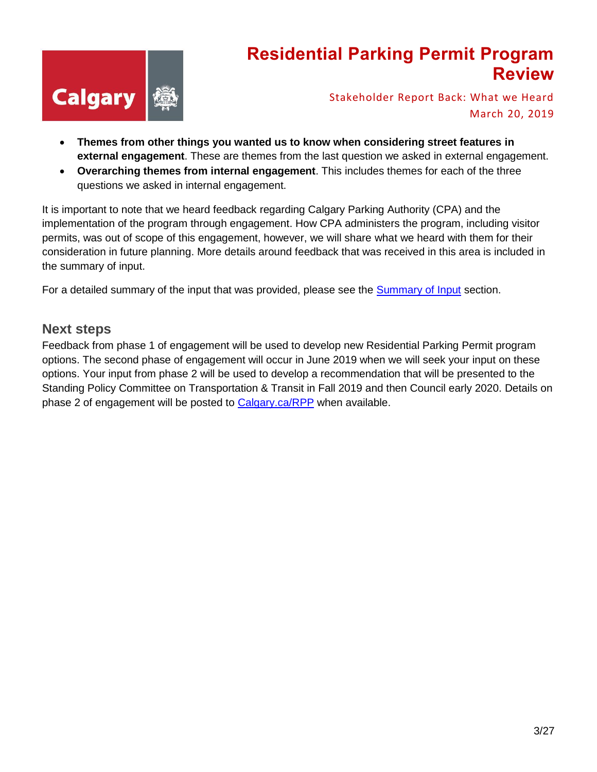- **Themes from other things you wanted us to know when considering street features in external engagement**. These are themes from the last question we asked in external engagement.
- **Overarching themes from internal engagement**. This includes themes for each of the three questions we asked in internal engagement.

It is important to note that we heard feedback regarding Calgary Parking Authority (CPA) and the implementation of the program through engagement. How CPA administers the program, including visitor permits, was out of scope of this engagement, however, we will share what we heard with them for their consideration in future planning. More details around feedback that was received in this area is included in the summary of input.

For a detailed summary of the input that was provided, please see the [Summary of Input](#) section.

## Next steps

Feedback from phase 1 of engagement will be used to develop new Residential Parking Permit program options. The second phase of engagement will occur in June 2019 when we will seek your input on these options. Your input from phase 2 will be used to develop a recommendation that will be presented to the Standing Policy Committee on Transportation & Transit in Fall 2019 and then Council early 2020. Details on phase 2 of engagement will be posted to [Calgary.ca/RPP](#) when available.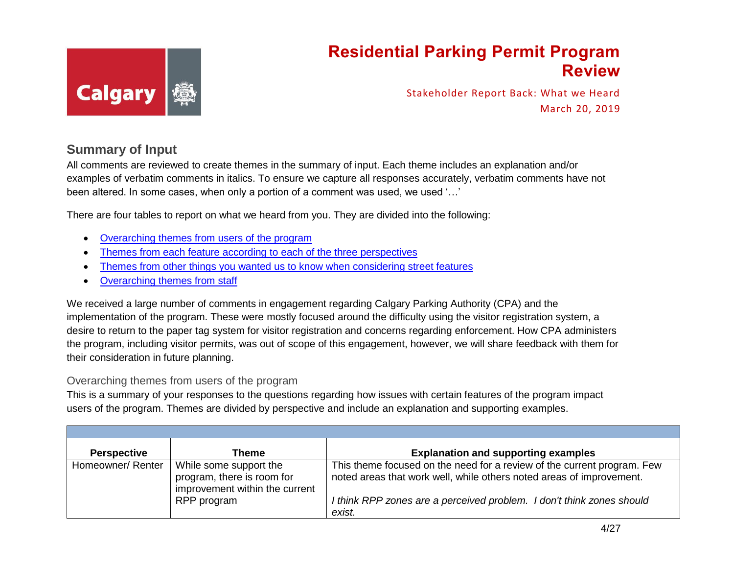# Residential Parking Permit Program Review

Stakeholder Report Back: What we Heard
March 20, 2019

## Summary of Input

All comments are reviewed to create themes in the summary of input. Each theme includes an explanation and/or examples of verbatim comments in italics. To ensure we capture all responses accurately, verbatim comments have not been altered. In some cases, when only a portion of a comment was used, we used '…'

There are four tables to report on what we heard from you. They are divided into the following:

- Overarching themes from users of the program
- Themes from each feature according to each of the three perspectives
- Themes from other things you wanted us to know when considering street features
- Overarching themes from staff

We received a large number of comments in engagement regarding Calgary Parking Authority (CPA) and the implementation of the program. These were mostly focused around the difficulty using the visitor registration system, a desire to return to the paper tag system for visitor registration and concerns regarding enforcement. How CPA administers the program, including visitor permits, was out of scope of this engagement, however, we will share feedback with them for their consideration in future planning.

### Overarching themes from users of the program

This is a summary of your responses to the questions regarding how issues with certain features of the program impact users of the program. Themes are divided by perspective and include an explanation and supporting examples.

| Perspective | Theme | Explanation and supporting examples |
|---|---|---|
| Homeowner/ Renter | While some support the program, there is room for improvement within the current RPP program | This theme focused on the need for a review of the current program. Few noted areas that work well, while others noted areas of improvement.<br><br>*I think RPP zones are a perceived problem. I don't think zones should exist.* |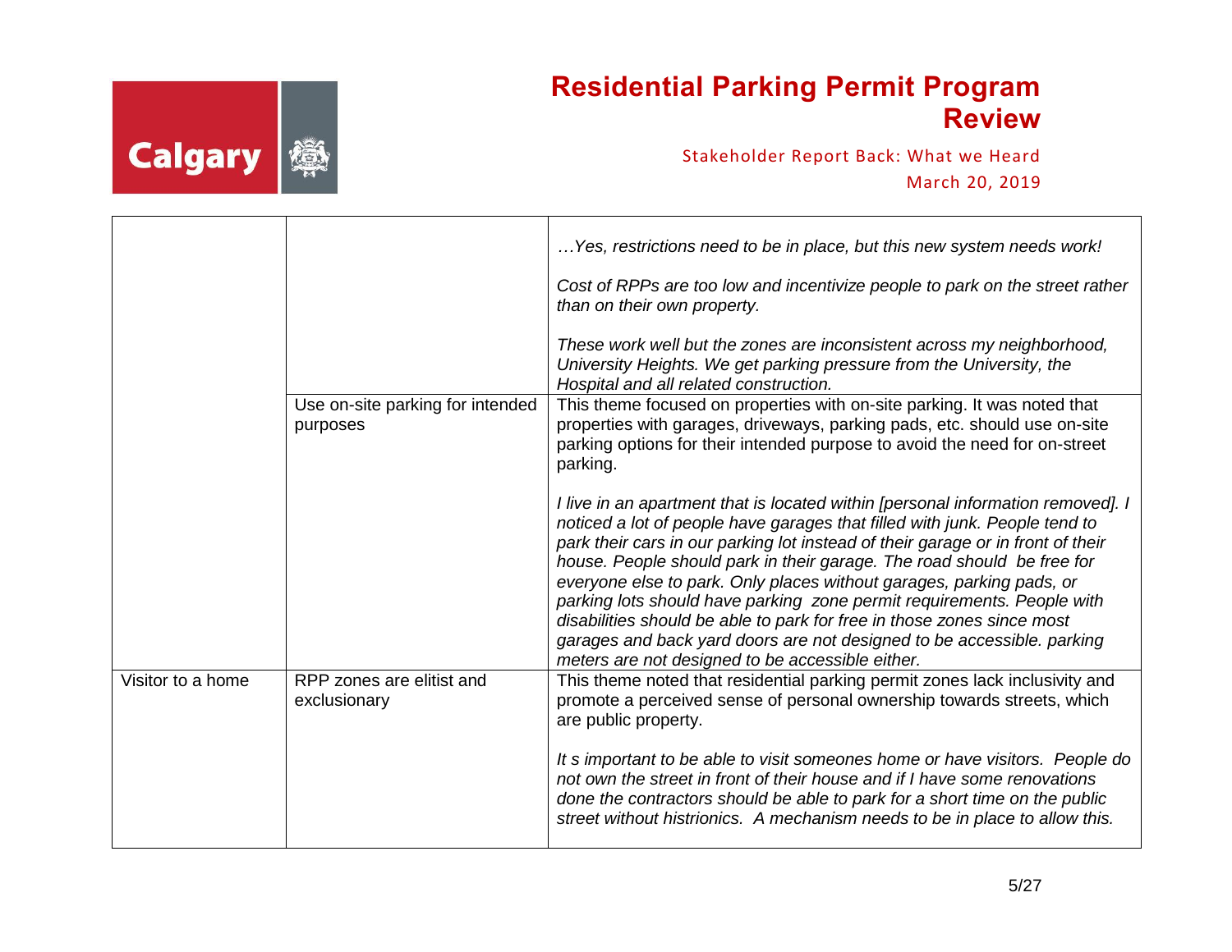| | | |
|---|---|---|
| | | *…Yes, restrictions need to be in place, but this new system needs work!*<br><br>*Cost of RPPs are too low and incentivize people to park on the street rather than on their own property.*<br><br>*These work well but the zones are inconsistent across my neighborhood, University Heights. We get parking pressure from the University, the Hospital and all related construction.* |
| | Use on-site parking for intended purposes | This theme focused on properties with on-site parking. It was noted that properties with garages, driveways, parking pads, etc. should use on-site parking options for their intended purpose to avoid the need for on-street parking.<br><br>*I live in an apartment that is located within [personal information removed]. I noticed a lot of people have garages that filled with junk. People tend to park their cars in our parking lot instead of their garage or in front of their house. People should park in their garage. The road should be free for everyone else to park. Only places without garages, parking pads, or parking lots should have parking zone permit requirements. People with disabilities should be able to park for free in those zones since most garages and back yard doors are not designed to be accessible. parking meters are not designed to be accessible either.* |
| Visitor to a home | RPP zones are elitist and exclusionary | This theme noted that residential parking permit zones lack inclusivity and promote a perceived sense of personal ownership towards streets, which are public property.<br><br>*It s important to be able to visit someones home or have visitors. People do not own the street in front of their house and if I have some renovations done the contractors should be able to park for a short time on the public street without histrionics. A mechanism needs to be in place to allow this.* |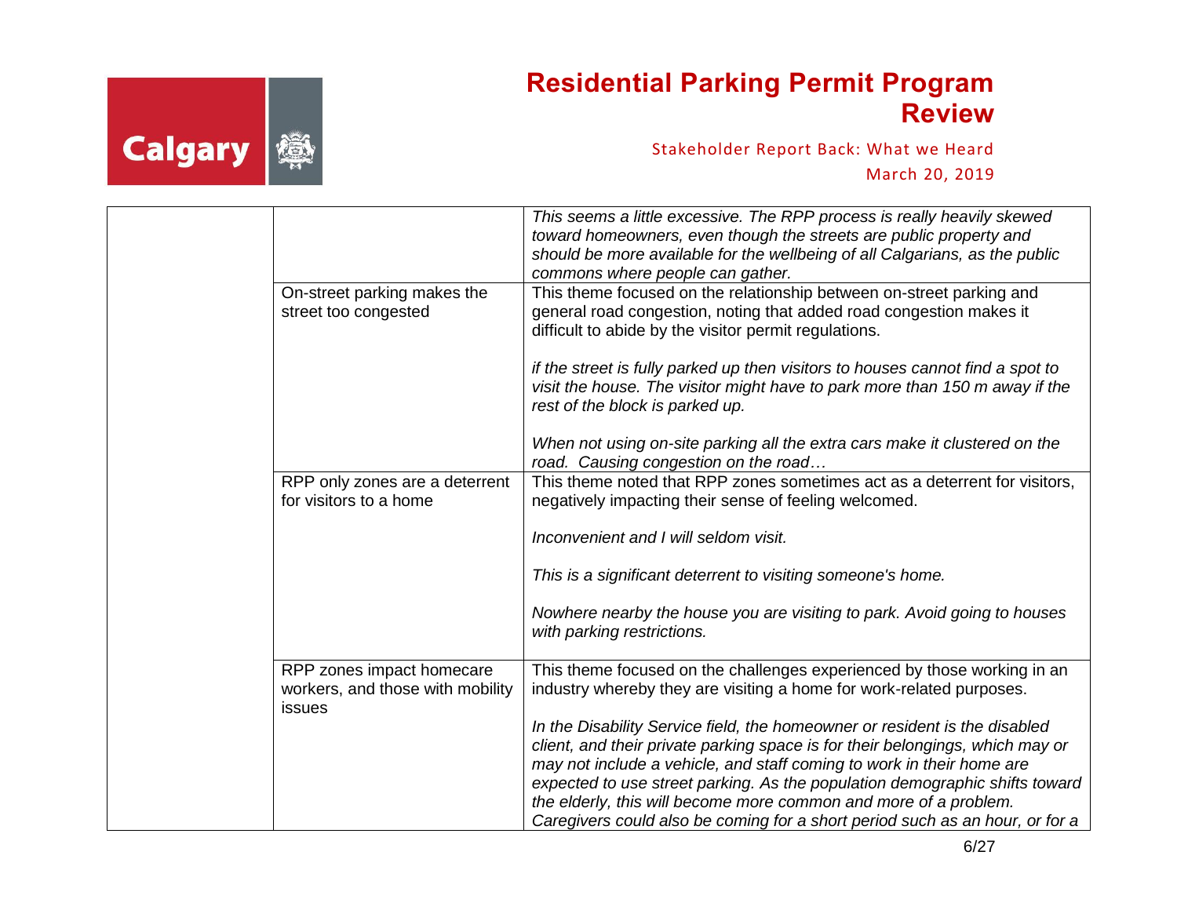| | | |
|---|---|---|
| | | *This seems a little excessive. The RPP process is really heavily skewed toward homeowners, even though the streets are public property and should be more available for the wellbeing of all Calgarians, as the public commons where people can gather.* |
| | On-street parking makes the street too congested | This theme focused on the relationship between on-street parking and general road congestion, noting that added road congestion makes it difficult to abide by the visitor permit regulations.<br><br>*if the street is fully parked up then visitors to houses cannot find a spot to visit the house. The visitor might have to park more than 150 m away if the rest of the block is parked up.*<br><br>*When not using on-site parking all the extra cars make it clustered on the road. Causing congestion on the road…* |
| | RPP only zones are a deterrent for visitors to a home | This theme noted that RPP zones sometimes act as a deterrent for visitors, negatively impacting their sense of feeling welcomed.<br><br>*Inconvenient and I will seldom visit.*<br><br>*This is a significant deterrent to visiting someone's home.*<br><br>*Nowhere nearby the house you are visiting to park. Avoid going to houses with parking restrictions.* |
| | RPP zones impact homecare workers, and those with mobility issues | This theme focused on the challenges experienced by those working in an industry whereby they are visiting a home for work-related purposes.<br><br>*In the Disability Service field, the homeowner or resident is the disabled client, and their private parking space is for their belongings, which may or may not include a vehicle, and staff coming to work in their home are expected to use street parking. As the population demographic shifts toward the elderly, this will become more common and more of a problem. Caregivers could also be coming for a short period such as an hour, or for a* |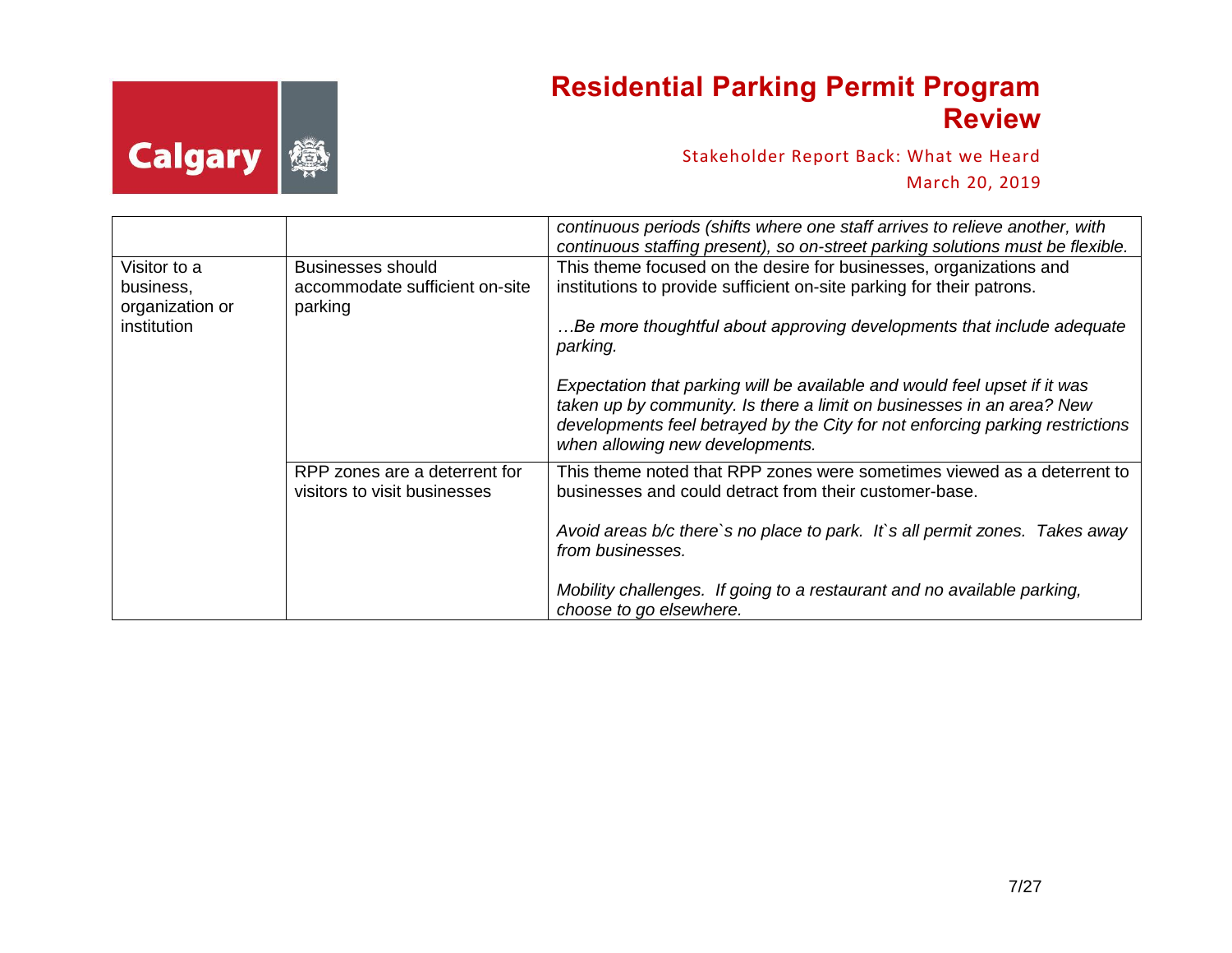|  |  | *continuous periods (shifts where one staff arrives to relieve another, with continuous staffing present), so on-street parking solutions must be flexible.* |
|---|---|---|
| Visitor to a business, organization or institution | Businesses should accommodate sufficient on-site parking | This theme focused on the desire for businesses, organizations and institutions to provide sufficient on-site parking for their patrons.<br><br>*…Be more thoughtful about approving developments that include adequate parking.*<br><br>*Expectation that parking will be available and would feel upset if it was taken up by community. Is there a limit on businesses in an area? New developments feel betrayed by the City for not enforcing parking restrictions when allowing new developments.* |
|  | RPP zones are a deterrent for visitors to visit businesses | This theme noted that RPP zones were sometimes viewed as a deterrent to businesses and could detract from their customer-base.<br><br>*Avoid areas b/c there`s no place to park. It`s all permit zones. Takes away from businesses.*<br><br>*Mobility challenges. If going to a restaurant and no available parking, choose to go elsewhere.* |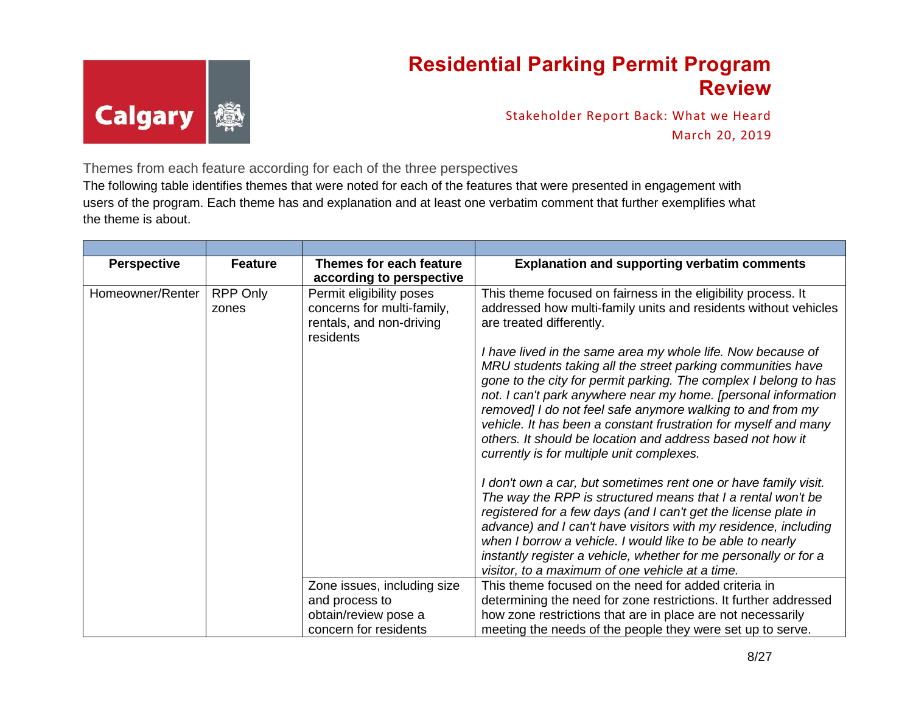### Themes from each feature according for each of the three perspectives

The following table identifies themes that were noted for each of the features that were presented in engagement with users of the program. Each theme has and explanation and at least one verbatim comment that further exemplifies what the theme is about.

| Perspective | Feature | Themes for each feature according to perspective | Explanation and supporting verbatim comments |
|---|---|---|---|
| Homeowner/Renter | RPP Only zones | Permit eligibility poses concerns for multi-family, rentals, and non-driving residents | This theme focused on fairness in the eligibility process. It addressed how multi-family units and residents without vehicles are treated differently.<br><br>*I have lived in the same area my whole life. Now because of MRU students taking all the street parking communities have gone to the city for permit parking. The complex I belong to has not. I can't park anywhere near my home. [personal information removed] I do not feel safe anymore walking to and from my vehicle. It has been a constant frustration for myself and many others. It should be location and address based not how it currently is for multiple unit complexes.*<br><br>*I don't own a car, but sometimes rent one or have family visit. The way the RPP is structured means that I a rental won't be registered for a few days (and I can't get the license plate in advance) and I can't have visitors with my residence, including when I borrow a vehicle. I would like to be able to nearly instantly register a vehicle, whether for me personally or for a visitor, to a maximum of one vehicle at a time.* |
| | | Zone issues, including size and process to obtain/review pose a concern for residents | This theme focused on the need for added criteria in determining the need for zone restrictions. It further addressed how zone restrictions that are in place are not necessarily meeting the needs of the people they were set up to serve. |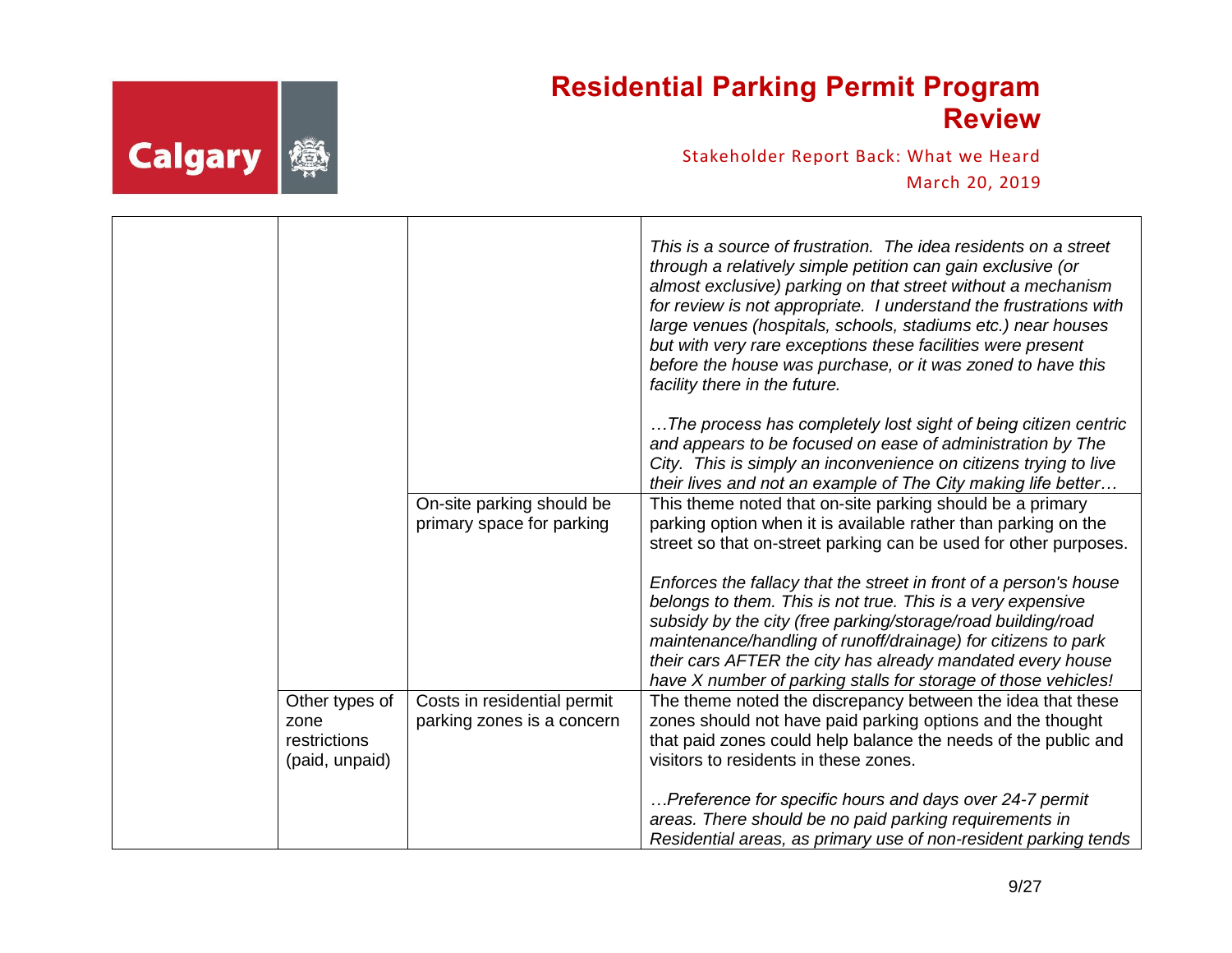| | | | |
|---|---|---|---|
| | | | *This is a source of frustration. The idea residents on a street through a relatively simple petition can gain exclusive (or almost exclusive) parking on that street without a mechanism for review is not appropriate. I understand the frustrations with large venues (hospitals, schools, stadiums etc.) near houses but with very rare exceptions these facilities were present before the house was purchase, or it was zoned to have this facility there in the future.*<br><br>*…The process has completely lost sight of being citizen centric and appears to be focused on ease of administration by The City. This is simply an inconvenience on citizens trying to live their lives and not an example of The City making life better…* |
| | | On-site parking should be primary space for parking | This theme noted that on-site parking should be a primary parking option when it is available rather than parking on the street so that on-street parking can be used for other purposes.<br><br>*Enforces the fallacy that the street in front of a person's house belongs to them. This is not true. This is a very expensive subsidy by the city (free parking/storage/road building/road maintenance/handling of runoff/drainage) for citizens to park their cars AFTER the city has already mandated every house have X number of parking stalls for storage of those vehicles!* |
| | Other types of zone restrictions (paid, unpaid) | Costs in residential permit parking zones is a concern | The theme noted the discrepancy between the idea that these zones should not have paid parking options and the thought that paid zones could help balance the needs of the public and visitors to residents in these zones.<br><br>*…Preference for specific hours and days over 24-7 permit areas. There should be no paid parking requirements in Residential areas, as primary use of non-resident parking tends* |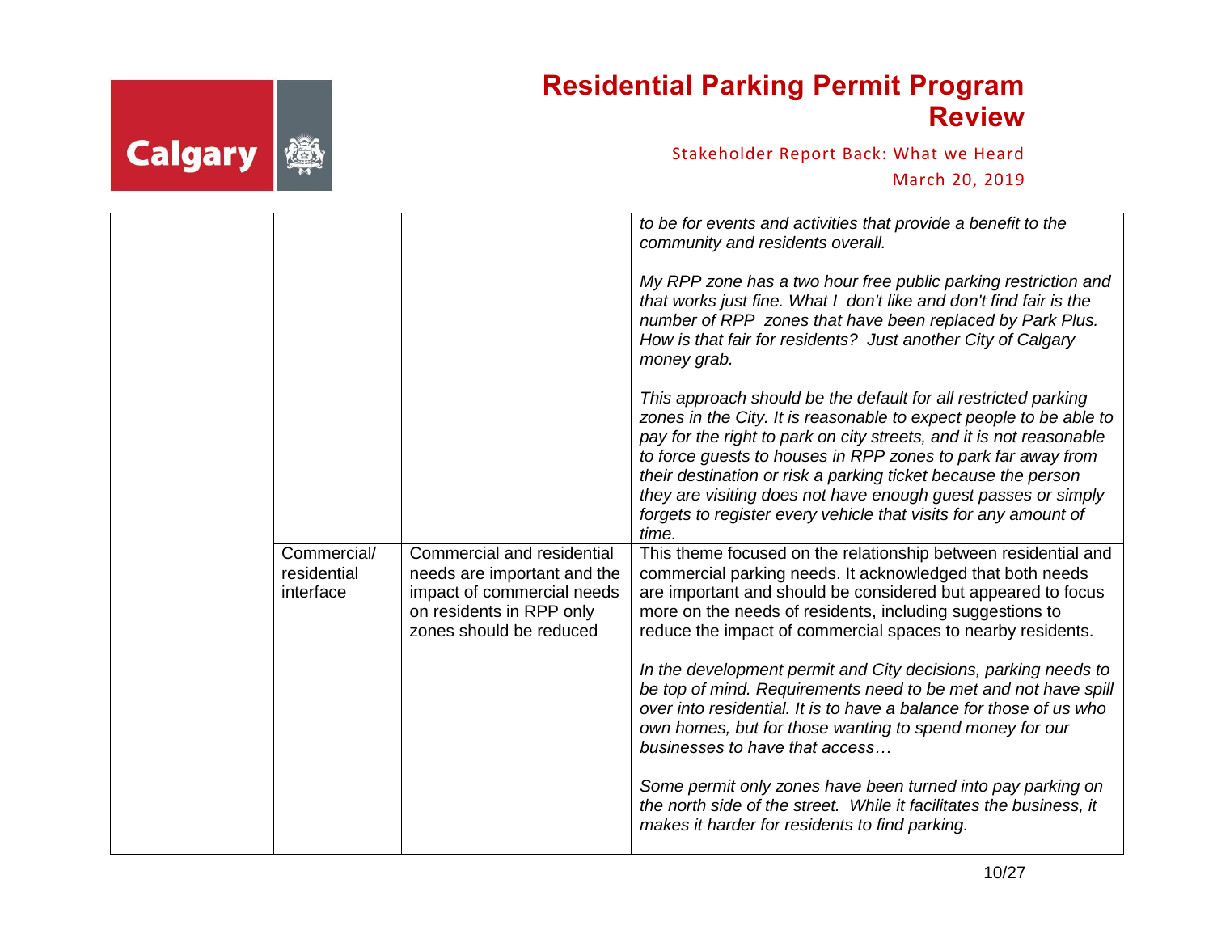| | | | |
|---|---|---|---|
| | | | *to be for events and activities that provide a benefit to the community and residents overall.*<br><br>*My RPP zone has a two hour free public parking restriction and that works just fine. What I don't like and don't find fair is the number of RPP zones that have been replaced by Park Plus. How is that fair for residents? Just another City of Calgary money grab.*<br><br>*This approach should be the default for all restricted parking zones in the City. It is reasonable to expect people to be able to pay for the right to park on city streets, and it is not reasonable to force guests to houses in RPP zones to park far away from their destination or risk a parking ticket because the person they are visiting does not have enough guest passes or simply forgets to register every vehicle that visits for any amount of time.* |
| | Commercial/ residential interface | Commercial and residential needs are important and the impact of commercial needs on residents in RPP only zones should be reduced | This theme focused on the relationship between residential and commercial parking needs. It acknowledged that both needs are important and should be considered but appeared to focus more on the needs of residents, including suggestions to reduce the impact of commercial spaces to nearby residents.<br><br>*In the development permit and City decisions, parking needs to be top of mind. Requirements need to be met and not have spill over into residential. It is to have a balance for those of us who own homes, but for those wanting to spend money for our businesses to have that access…*<br><br>*Some permit only zones have been turned into pay parking on the north side of the street. While it facilitates the business, it makes it harder for residents to find parking.* |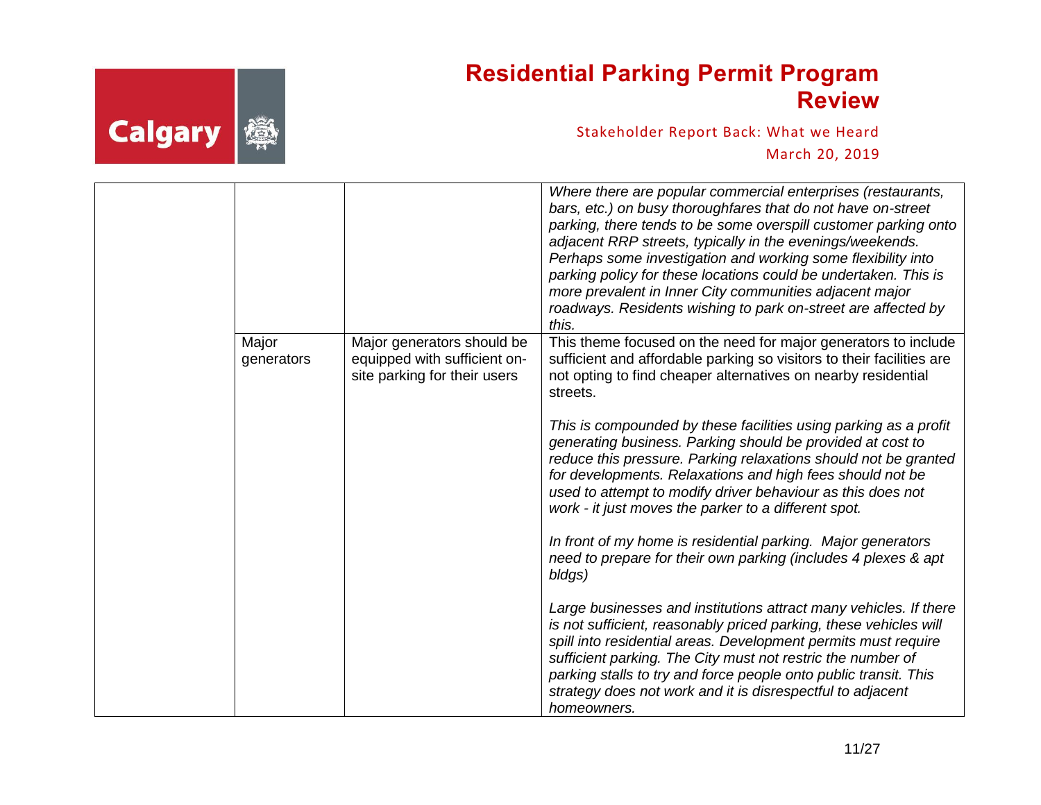| | | | |
|---|---|---|---|
| | | | *Where there are popular commercial enterprises (restaurants, bars, etc.) on busy thoroughfares that do not have on-street parking, there tends to be some overspill customer parking onto adjacent RRP streets, typically in the evenings/weekends. Perhaps some investigation and working some flexibility into parking policy for these locations could be undertaken. This is more prevalent in Inner City communities adjacent major roadways. Residents wishing to park on-street are affected by this.* |
| | Major generators | Major generators should be equipped with sufficient on-site parking for their users | This theme focused on the need for major generators to include sufficient and affordable parking so visitors to their facilities are not opting to find cheaper alternatives on nearby residential streets.<br><br>*This is compounded by these facilities using parking as a profit generating business. Parking should be provided at cost to reduce this pressure. Parking relaxations should not be granted for developments. Relaxations and high fees should not be used to attempt to modify driver behaviour as this does not work - it just moves the parker to a different spot.*<br><br>*In front of my home is residential parking.  Major generators need to prepare for their own parking (includes 4 plexes & apt bldgs)*<br><br>*Large businesses and institutions attract many vehicles. If there is not sufficient, reasonably priced parking, these vehicles will spill into residential areas. Development permits must require sufficient parking. The City must not restric the number of parking stalls to try and force people onto public transit. This strategy does not work and it is disrespectful to adjacent homeowners.* |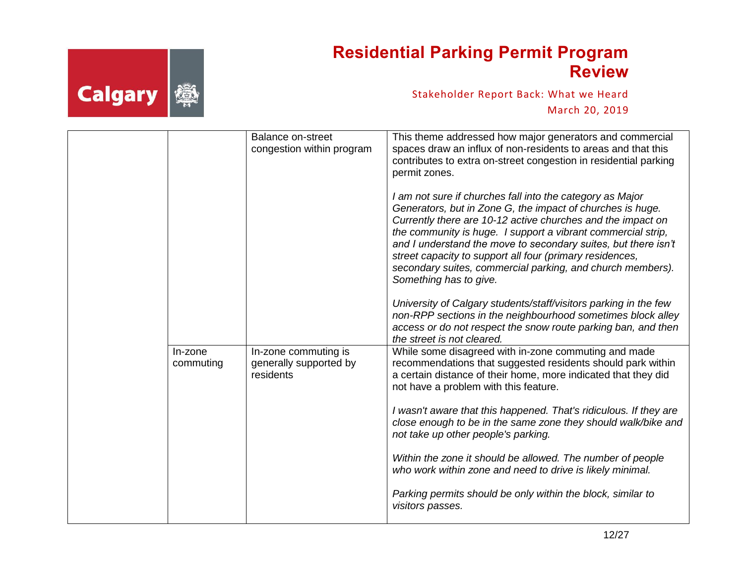| | | | |
|---|---|---|---|
| | | Balance on-street congestion within program | This theme addressed how major generators and commercial spaces draw an influx of non-residents to areas and that this contributes to extra on-street congestion in residential parking permit zones.<br><br>*I am not sure if churches fall into the category as Major Generators, but in Zone G, the impact of churches is huge. Currently there are 10-12 active churches and the impact on the community is huge. I support a vibrant commercial strip, and I understand the move to secondary suites, but there isn't street capacity to support all four (primary residences, secondary suites, commercial parking, and church members). Something has to give.*<br><br>*University of Calgary students/staff/visitors parking in the few non-RPP sections in the neighbourhood sometimes block alley access or do not respect the snow route parking ban, and then the street is not cleared.* |
| | In-zone commuting | In-zone commuting is generally supported by residents | While some disagreed with in-zone commuting and made recommendations that suggested residents should park within a certain distance of their home, more indicated that they did not have a problem with this feature.<br><br>*I wasn't aware that this happened. That's ridiculous. If they are close enough to be in the same zone they should walk/bike and not take up other people's parking.*<br><br>*Within the zone it should be allowed. The number of people who work within zone and need to drive is likely minimal.*<br><br>*Parking permits should be only within the block, similar to visitors passes.* |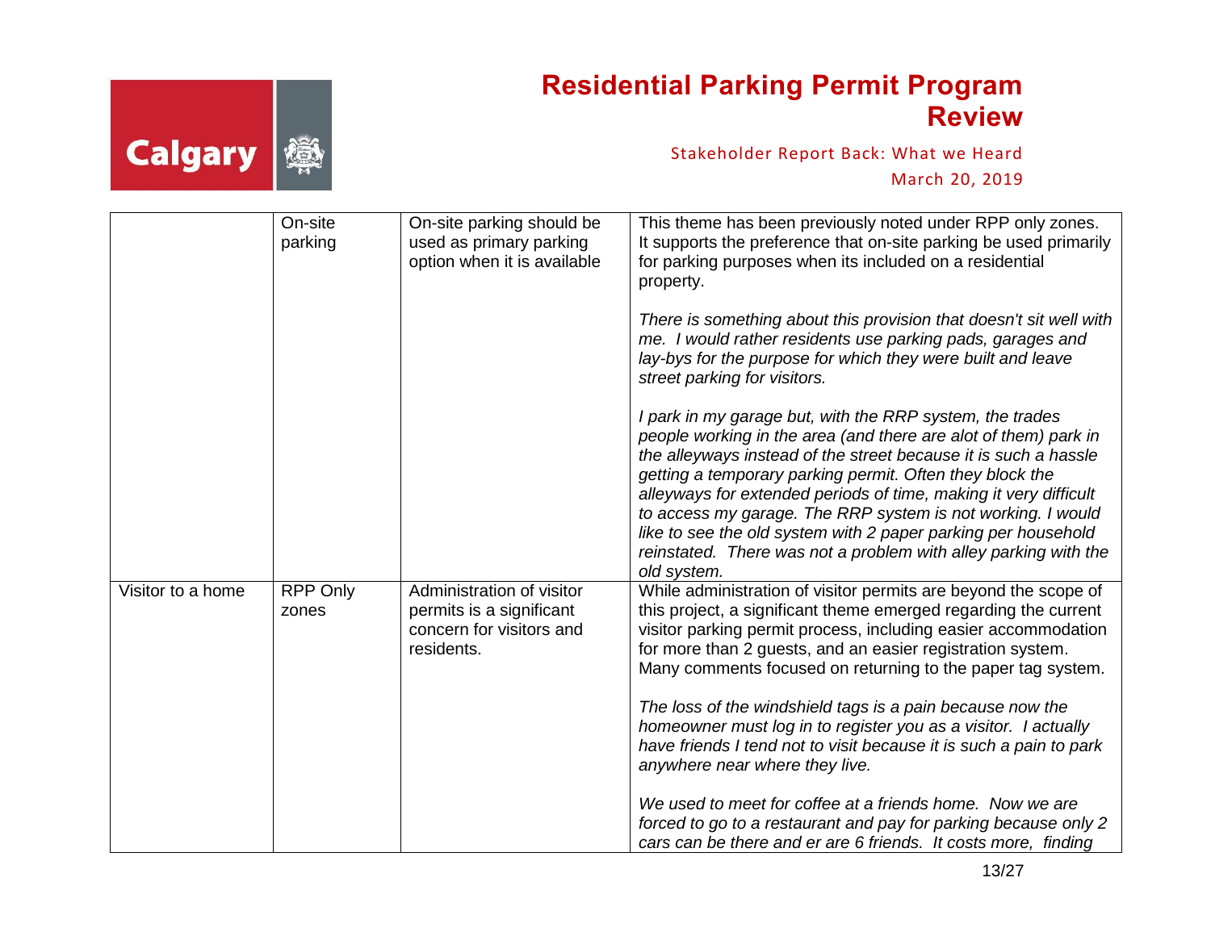| | On-site parking | On-site parking should be used as primary parking option when it is available | This theme has been previously noted under RPP only zones. It supports the preference that on-site parking be used primarily for parking purposes when its included on a residential property.<br><br>*There is something about this provision that doesn't sit well with me. I would rather residents use parking pads, garages and lay-bys for the purpose for which they were built and leave street parking for visitors.*<br><br>*I park in my garage but, with the RRP system, the trades people working in the area (and there are alot of them) park in the alleyways instead of the street because it is such a hassle getting a temporary parking permit. Often they block the alleyways for extended periods of time, making it very difficult to access my garage. The RRP system is not working. I would like to see the old system with 2 paper parking per household reinstated. There was not a problem with alley parking with the old system.* |
|---|---|---|---|
| Visitor to a home | RPP Only zones | Administration of visitor permits is a significant concern for visitors and residents. | While administration of visitor permits are beyond the scope of this project, a significant theme emerged regarding the current visitor parking permit process, including easier accommodation for more than 2 guests, and an easier registration system. Many comments focused on returning to the paper tag system.<br><br>*The loss of the windshield tags is a pain because now the homeowner must log in to register you as a visitor. I actually have friends I tend not to visit because it is such a pain to park anywhere near where they live.*<br><br>*We used to meet for coffee at a friends home. Now we are forced to go to a restaurant and pay for parking because only 2 cars can be there and er are 6 friends. It costs more, finding* |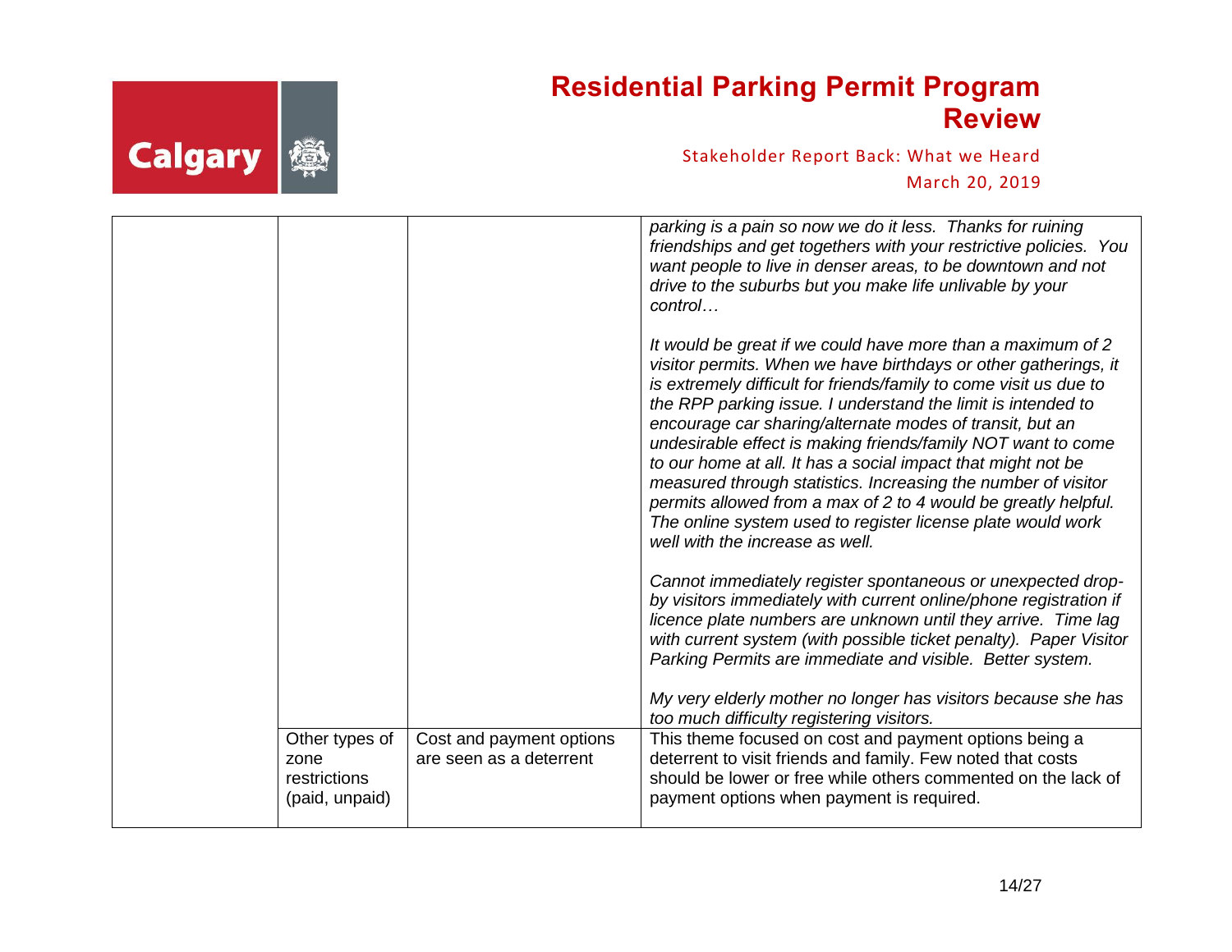| | | | |
|---|---|---|---|
| | | | *parking is a pain so now we do it less. Thanks for ruining friendships and get togethers with your restrictive policies. You want people to live in denser areas, to be downtown and not drive to the suburbs but you make life unlivable by your control…*<br><br>*It would be great if we could have more than a maximum of 2 visitor permits. When we have birthdays or other gatherings, it is extremely difficult for friends/family to come visit us due to the RPP parking issue. I understand the limit is intended to encourage car sharing/alternate modes of transit, but an undesirable effect is making friends/family NOT want to come to our home at all. It has a social impact that might not be measured through statistics. Increasing the number of visitor permits allowed from a max of 2 to 4 would be greatly helpful. The online system used to register license plate would work well with the increase as well.*<br><br>*Cannot immediately register spontaneous or unexpected drop-by visitors immediately with current online/phone registration if licence plate numbers are unknown until they arrive. Time lag with current system (with possible ticket penalty). Paper Visitor Parking Permits are immediate and visible. Better system.*<br><br>*My very elderly mother no longer has visitors because she has too much difficulty registering visitors.* |
| | Other types of zone restrictions (paid, unpaid) | Cost and payment options are seen as a deterrent | This theme focused on cost and payment options being a deterrent to visit friends and family. Few noted that costs should be lower or free while others commented on the lack of payment options when payment is required. |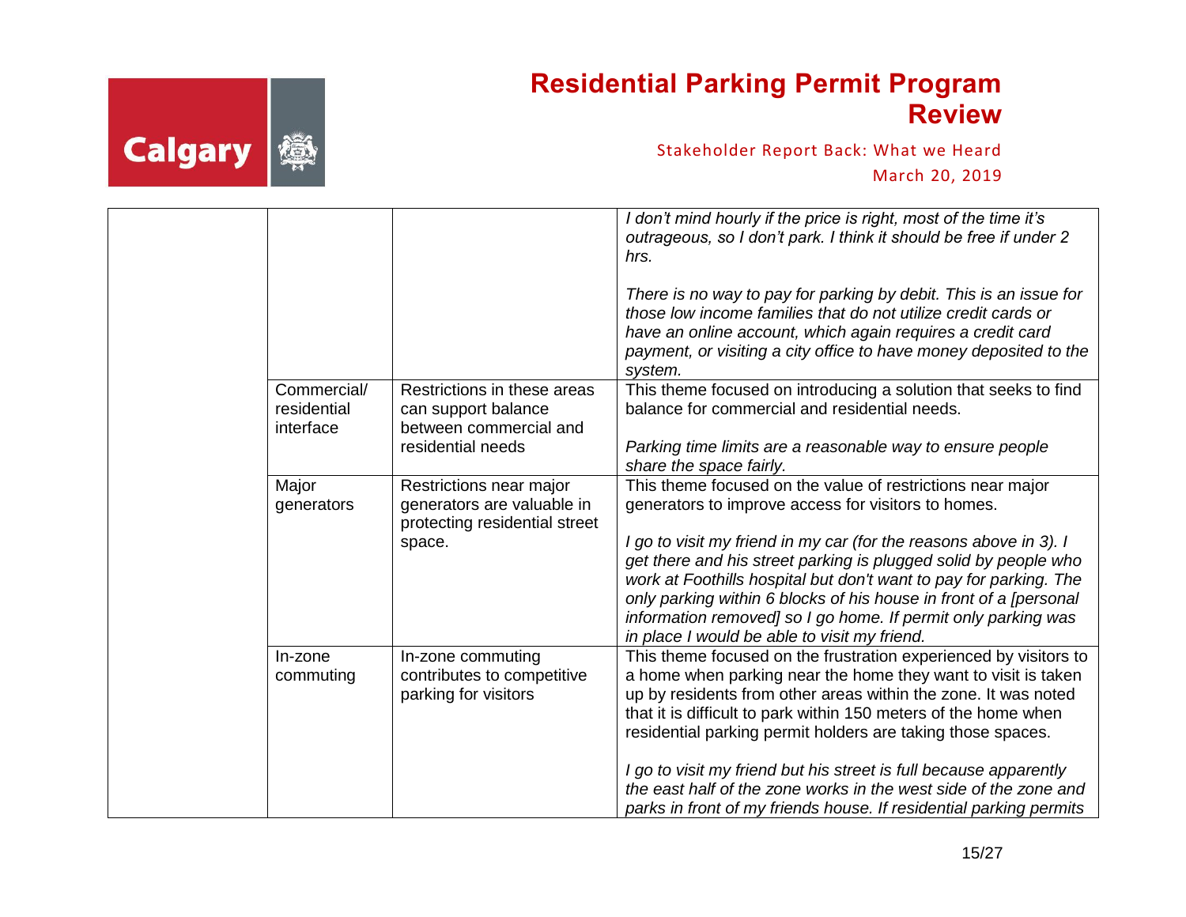| | | | |
|---|---|---|---|
| | | | *I don't mind hourly if the price is right, most of the time it's outrageous, so I don't park. I think it should be free if under 2 hrs.*<br><br>*There is no way to pay for parking by debit. This is an issue for those low income families that do not utilize credit cards or have an online account, which again requires a credit card payment, or visiting a city office to have money deposited to the system.* |
| | Commercial/ residential interface | Restrictions in these areas can support balance between commercial and residential needs | This theme focused on introducing a solution that seeks to find balance for commercial and residential needs.<br><br>*Parking time limits are a reasonable way to ensure people share the space fairly.* |
| | Major generators | Restrictions near major generators are valuable in protecting residential street space. | This theme focused on the value of restrictions near major generators to improve access for visitors to homes.<br><br>*I go to visit my friend in my car (for the reasons above in 3). I get there and his street parking is plugged solid by people who work at Foothills hospital but don't want to pay for parking. The only parking within 6 blocks of his house in front of a [personal information removed] so I go home. If permit only parking was in place I would be able to visit my friend.* |
| | In-zone commuting | In-zone commuting contributes to competitive parking for visitors | This theme focused on the frustration experienced by visitors to a home when parking near the home they want to visit is taken up by residents from other areas within the zone. It was noted that it is difficult to park within 150 meters of the home when residential parking permit holders are taking those spaces.<br><br>*I go to visit my friend but his street is full because apparently the east half of the zone works in the west side of the zone and parks in front of my friends house. If residential parking permits* |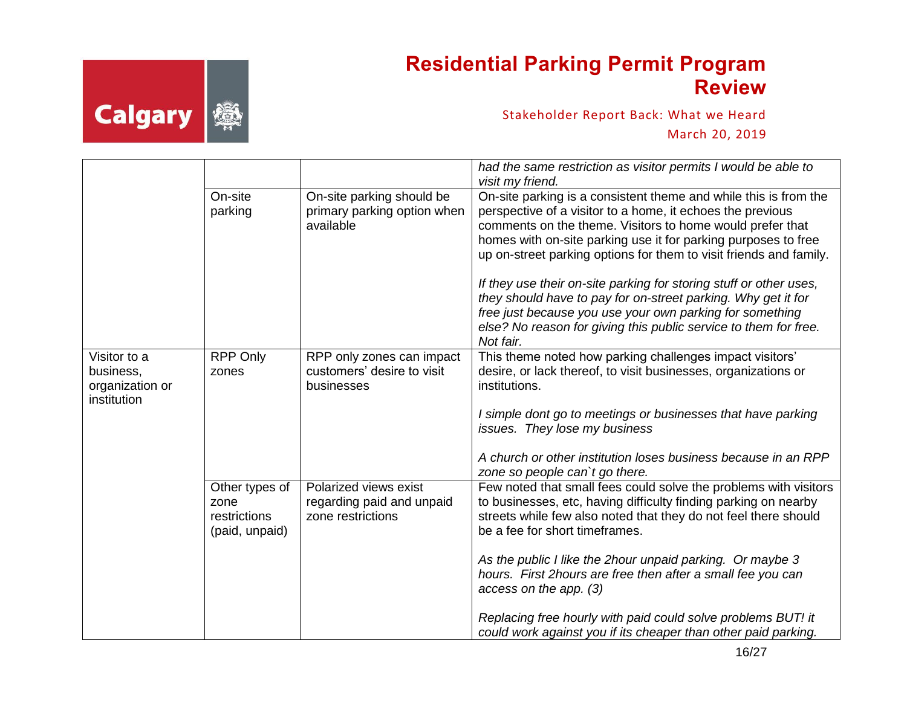| | | | |
|---|---|---|---|
| | | | *had the same restriction as visitor permits I would be able to visit my friend.* |
| | On-site parking | On-site parking should be primary parking option when available | On-site parking is a consistent theme and while this is from the perspective of a visitor to a home, it echoes the previous comments on the theme. Visitors to home would prefer that homes with on-site parking use it for parking purposes to free up on-street parking options for them to visit friends and family.<br><br>*If they use their on-site parking for storing stuff or other uses, they should have to pay for on-street parking. Why get it for free just because you use your own parking for something else? No reason for giving this public service to them for free. Not fair.* |
| Visitor to a business, organization or institution | RPP Only zones | RPP only zones can impact customers' desire to visit businesses | This theme noted how parking challenges impact visitors' desire, or lack thereof, to visit businesses, organizations or institutions.<br><br>*I simple dont go to meetings or businesses that have parking issues. They lose my business*<br><br>*A church or other institution loses business because in an RPP zone so people can`t go there.* |
| | Other types of zone restrictions (paid, unpaid) | Polarized views exist regarding paid and unpaid zone restrictions | Few noted that small fees could solve the problems with visitors to businesses, etc, having difficulty finding parking on nearby streets while few also noted that they do not feel there should be a fee for short timeframes.<br><br>*As the public I like the 2hour unpaid parking. Or maybe 3 hours. First 2hours are free then after a small fee you can access on the app. (3)*<br><br>*Replacing free hourly with paid could solve problems BUT! it could work against you if its cheaper than other paid parking.* |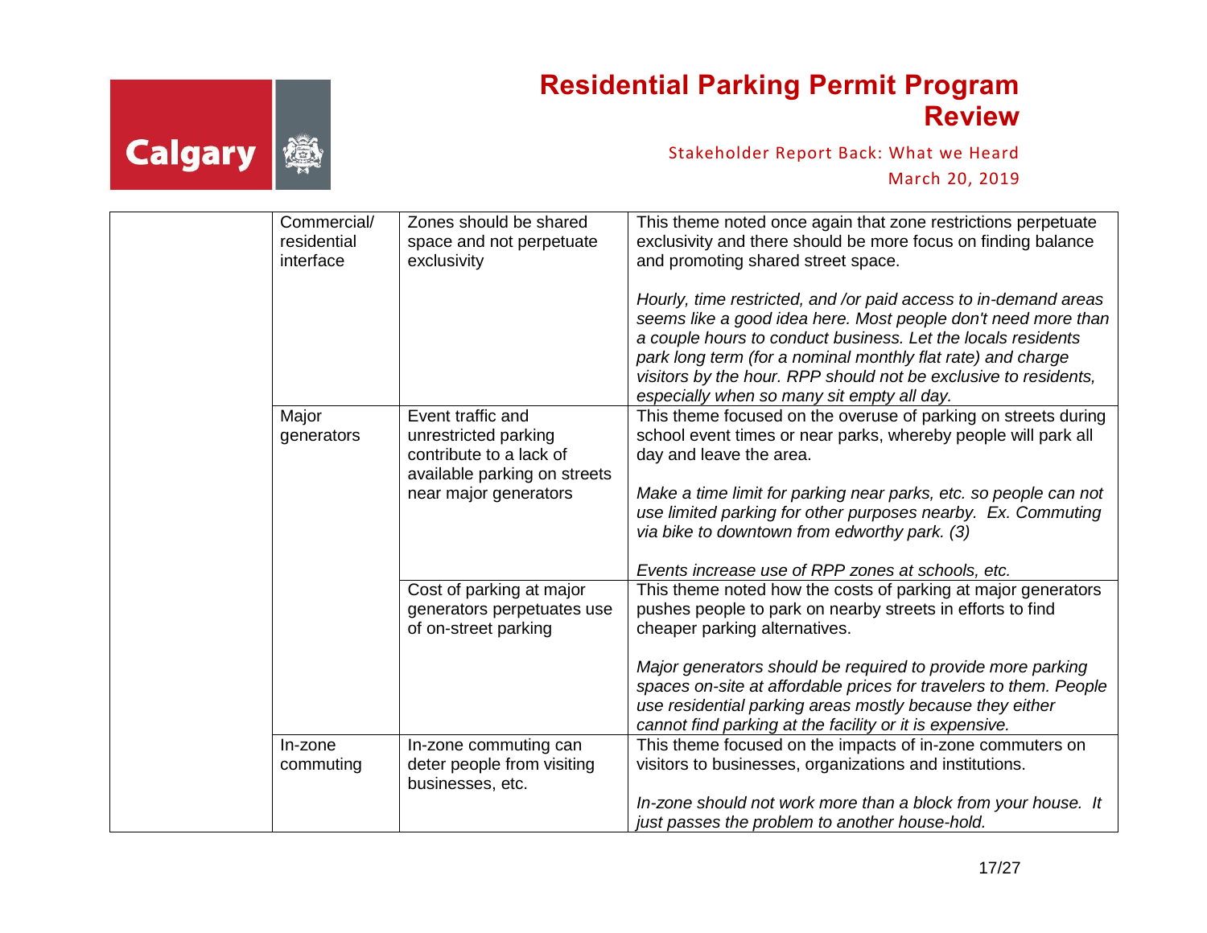| | | | |
|---|---|---|---|
| | Commercial/ residential interface | Zones should be shared space and not perpetuate exclusivity | This theme noted once again that zone restrictions perpetuate exclusivity and there should be more focus on finding balance and promoting shared street space.<br><br>*Hourly, time restricted, and /or paid access to in-demand areas seems like a good idea here. Most people don't need more than a couple hours to conduct business. Let the locals residents park long term (for a nominal monthly flat rate) and charge visitors by the hour. RPP should not be exclusive to residents, especially when so many sit empty all day.* |
| | Major generators | Event traffic and unrestricted parking contribute to a lack of available parking on streets near major generators | This theme focused on the overuse of parking on streets during school event times or near parks, whereby people will park all day and leave the area.<br><br>*Make a time limit for parking near parks, etc. so people can not use limited parking for other purposes nearby. Ex. Commuting via bike to downtown from edworthy park. (3)*<br><br>*Events increase use of RPP zones at schools, etc.* |
| | | Cost of parking at major generators perpetuates use of on-street parking | This theme noted how the costs of parking at major generators pushes people to park on nearby streets in efforts to find cheaper parking alternatives.<br><br>*Major generators should be required to provide more parking spaces on-site at affordable prices for travelers to them. People use residential parking areas mostly because they either cannot find parking at the facility or it is expensive.* |
| | In-zone commuting | In-zone commuting can deter people from visiting businesses, etc. | This theme focused on the impacts of in-zone commuters on visitors to businesses, organizations and institutions.<br><br>*In-zone should not work more than a block from your house. It just passes the problem to another house-hold.* |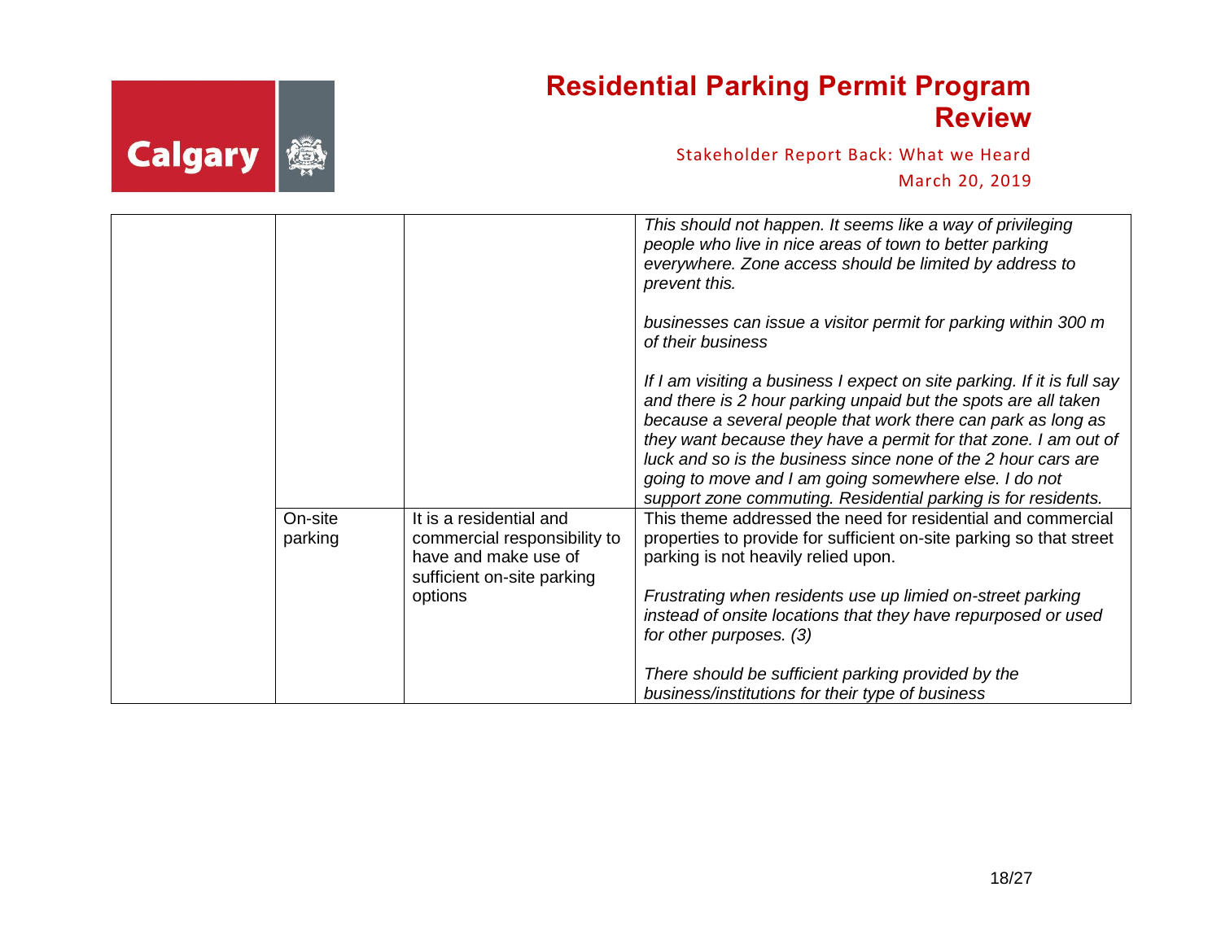| | | | |
|---|---|---|---|
| | | | *This should not happen. It seems like a way of privileging people who live in nice areas of town to better parking everywhere. Zone access should be limited by address to prevent this.*<br><br>*businesses can issue a visitor permit for parking within 300 m of their business*<br><br>*If I am visiting a business I expect on site parking. If it is full say and there is 2 hour parking unpaid but the spots are all taken because a several people that work there can park as long as they want because they have a permit for that zone. I am out of luck and so is the business since none of the 2 hour cars are going to move and I am going somewhere else. I do not support zone commuting. Residential parking is for residents.* |
| | On-site parking | It is a residential and commercial responsibility to have and make use of sufficient on-site parking options | This theme addressed the need for residential and commercial properties to provide for sufficient on-site parking so that street parking is not heavily relied upon.<br><br>*Frustrating when residents use up limied on-street parking instead of onsite locations that they have repurposed or used for other purposes. (3)*<br><br>*There should be sufficient parking provided by the business/institutions for their type of business* |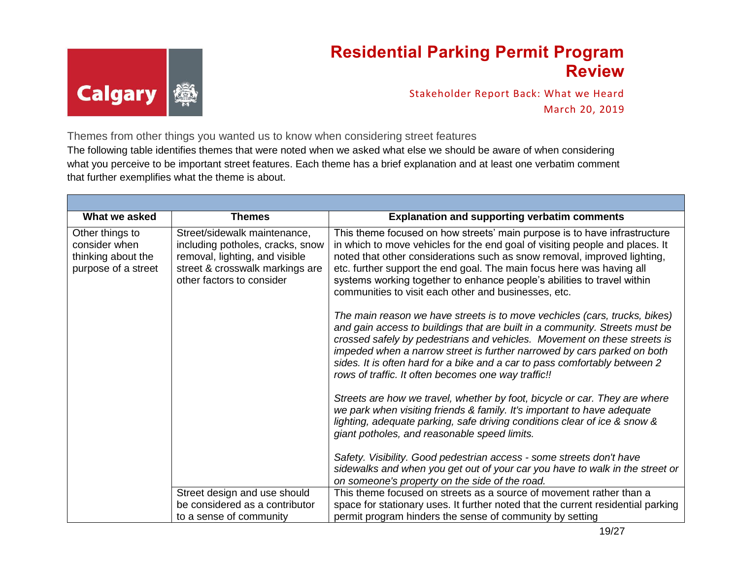## Themes from other things you wanted us to know when considering street features

The following table identifies themes that were noted when we asked what else we should be aware of when considering what you perceive to be important street features. Each theme has a brief explanation and at least one verbatim comment that further exemplifies what the theme is about.

| What we asked | Themes | Explanation and supporting verbatim comments |
|---|---|---|
| Other things to consider when thinking about the purpose of a street | Street/sidewalk maintenance, including potholes, cracks, snow removal, lighting, and visible street & crosswalk markings are other factors to consider | This theme focused on how streets' main purpose is to have infrastructure in which to move vehicles for the end goal of visiting people and places. It noted that other considerations such as snow removal, improved lighting, etc. further support the end goal. The main focus here was having all systems working together to enhance people's abilities to travel within communities to visit each other and businesses, etc.<br><br>*The main reason we have streets is to move vechicles (cars, trucks, bikes) and gain access to buildings that are built in a community. Streets must be crossed safely by pedestrians and vehicles. Movement on these streets is impeded when a narrow street is further narrowed by cars parked on both sides. It is often hard for a bike and a car to pass comfortably between 2 rows of traffic. It often becomes one way traffic!!*<br><br>*Streets are how we travel, whether by foot, bicycle or car. They are where we park when visiting friends & family. It's important to have adequate lighting, adequate parking, safe driving conditions clear of ice & snow & giant potholes, and reasonable speed limits.*<br><br>*Safety. Visibility. Good pedestrian access - some streets don't have sidewalks and when you get out of your car you have to walk in the street or on someone's property on the side of the road.* |
| | Street design and use should be considered as a contributor to a sense of community | This theme focused on streets as a source of movement rather than a space for stationary uses. It further noted that the current residential parking permit program hinders the sense of community by setting |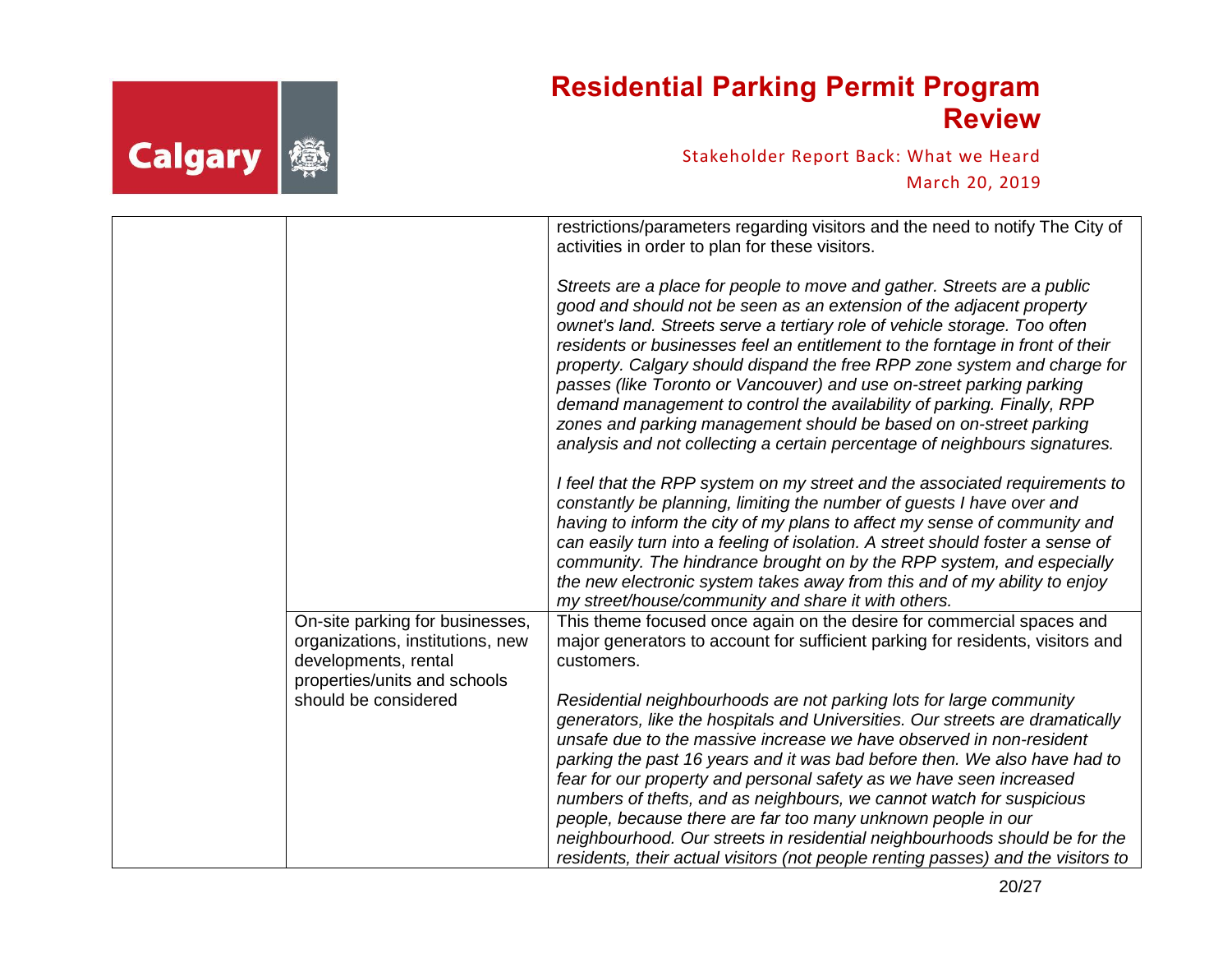| | | |
|---|---|---|
| | | restrictions/parameters regarding visitors and the need to notify The City of activities in order to plan for these visitors.<br><br>*Streets are a place for people to move and gather. Streets are a public good and should not be seen as an extension of the adjacent property ownet's land. Streets serve a tertiary role of vehicle storage. Too often residents or businesses feel an entitlement to the forntage in front of their property. Calgary should dispand the free RPP zone system and charge for passes (like Toronto or Vancouver) and use on-street parking parking demand management to control the availability of parking. Finally, RPP zones and parking management should be based on on-street parking analysis and not collecting a certain percentage of neighbours signatures.*<br><br>*I feel that the RPP system on my street and the associated requirements to constantly be planning, limiting the number of guests I have over and having to inform the city of my plans to affect my sense of community and can easily turn into a feeling of isolation. A street should foster a sense of community. The hindrance brought on by the RPP system, and especially the new electronic system takes away from this and of my ability to enjoy my street/house/community and share it with others.* |
| | On-site parking for businesses, organizations, institutions, new developments, rental properties/units and schools should be considered | This theme focused once again on the desire for commercial spaces and major generators to account for sufficient parking for residents, visitors and customers.<br><br>*Residential neighbourhoods are not parking lots for large community generators, like the hospitals and Universities. Our streets are dramatically unsafe due to the massive increase we have observed in non-resident parking the past 16 years and it was bad before then. We also have had to fear for our property and personal safety as we have seen increased numbers of thefts, and as neighbours, we cannot watch for suspicious people, because there are far too many unknown people in our neighbourhood. Our streets in residential neighbourhoods should be for the residents, their actual visitors (not people renting passes) and the visitors to* |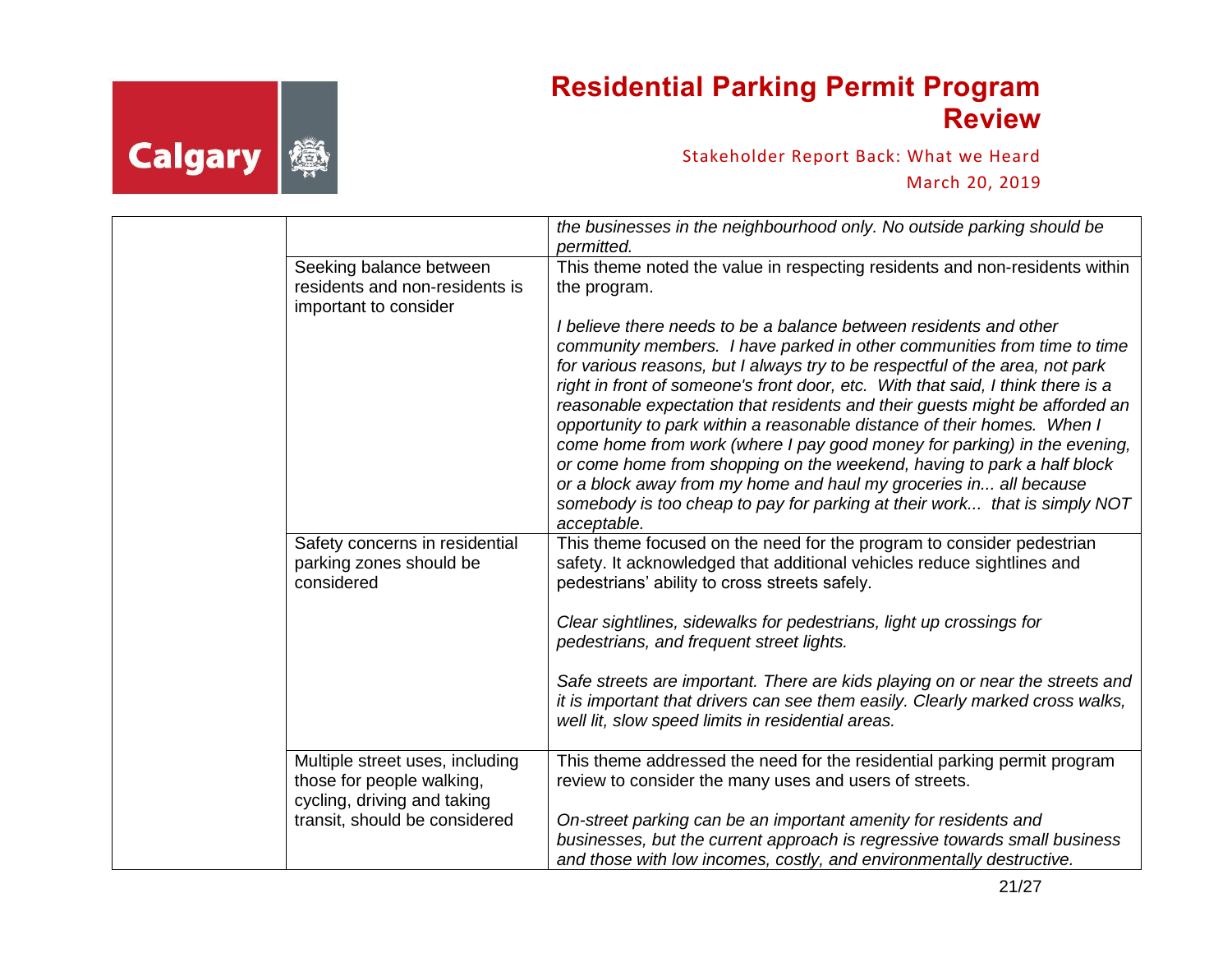| | | |
|---|---|---|
| | | *the businesses in the neighbourhood only. No outside parking should be permitted.* |
| | Seeking balance between residents and non-residents is important to consider | This theme noted the value in respecting residents and non-residents within the program.<br><br>*I believe there needs to be a balance between residents and other community members. I have parked in other communities from time to time for various reasons, but I always try to be respectful of the area, not park right in front of someone's front door, etc. With that said, I think there is a reasonable expectation that residents and their guests might be afforded an opportunity to park within a reasonable distance of their homes. When I come home from work (where I pay good money for parking) in the evening, or come home from shopping on the weekend, having to park a half block or a block away from my home and haul my groceries in... all because somebody is too cheap to pay for parking at their work... that is simply NOT acceptable.* |
| | Safety concerns in residential parking zones should be considered | This theme focused on the need for the program to consider pedestrian safety. It acknowledged that additional vehicles reduce sightlines and pedestrians' ability to cross streets safely.<br><br>*Clear sightlines, sidewalks for pedestrians, light up crossings for pedestrians, and frequent street lights.*<br><br>*Safe streets are important. There are kids playing on or near the streets and it is important that drivers can see them easily. Clearly marked cross walks, well lit, slow speed limits in residential areas.* |
| | Multiple street uses, including those for people walking, cycling, driving and taking transit, should be considered | This theme addressed the need for the residential parking permit program review to consider the many uses and users of streets.<br><br>*On-street parking can be an important amenity for residents and businesses, but the current approach is regressive towards small business and those with low incomes, costly, and environmentally destructive.* |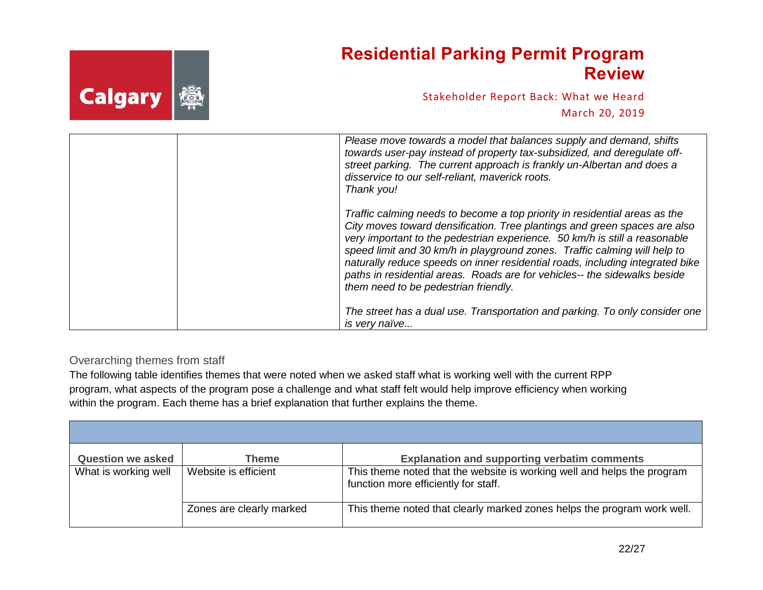| | | |
|---|---|---|
| | | *Please move towards a model that balances supply and demand, shifts towards user-pay instead of property tax-subsidized, and deregulate off-street parking. The current approach is frankly un-Albertan and does a disservice to our self-reliant, maverick roots.*<br>*Thank you!*<br><br>*Traffic calming needs to become a top priority in residential areas as the City moves toward densification. Tree plantings and green spaces are also very important to the pedestrian experience. 50 km/h is still a reasonable speed limit and 30 km/h in playground zones. Traffic calming will help to naturally reduce speeds on inner residential roads, including integrated bike paths in residential areas. Roads are for vehicles-- the sidewalks beside them need to be pedestrian friendly.*<br><br>*The street has a dual use. Transportation and parking. To only consider one is very naïve...* |

## Overarching themes from staff

The following table identifies themes that were noted when we asked staff what is working well with the current RPP program, what aspects of the program pose a challenge and what staff felt would help improve efficiency when working within the program. Each theme has a brief explanation that further explains the theme.

| Question we asked | Theme | Explanation and supporting verbatim comments |
|---|---|---|
| What is working well | Website is efficient | This theme noted that the website is working well and helps the program function more efficiently for staff. |
| | Zones are clearly marked | This theme noted that clearly marked zones helps the program work well. |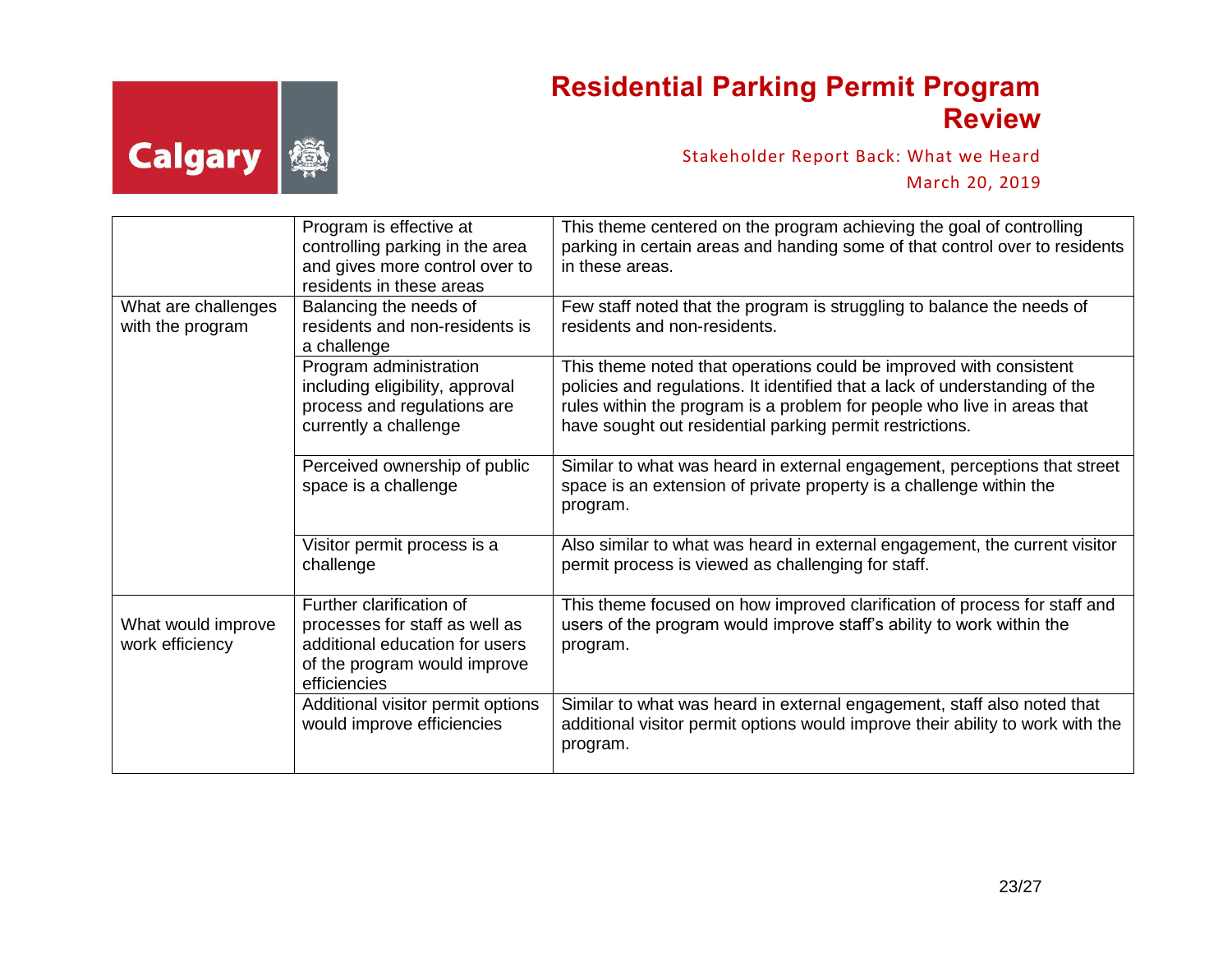| | | |
|---|---|---|
| | Program is effective at controlling parking in the area and gives more control over to residents in these areas | This theme centered on the program achieving the goal of controlling parking in certain areas and handing some of that control over to residents in these areas. |
| What are challenges with the program | Balancing the needs of residents and non-residents is a challenge | Few staff noted that the program is struggling to balance the needs of residents and non-residents. |
| | Program administration including eligibility, approval process and regulations are currently a challenge | This theme noted that operations could be improved with consistent policies and regulations. It identified that a lack of understanding of the rules within the program is a problem for people who live in areas that have sought out residential parking permit restrictions. |
| | Perceived ownership of public space is a challenge | Similar to what was heard in external engagement, perceptions that street space is an extension of private property is a challenge within the program. |
| | Visitor permit process is a challenge | Also similar to what was heard in external engagement, the current visitor permit process is viewed as challenging for staff. |
| What would improve work efficiency | Further clarification of processes for staff as well as additional education for users of the program would improve efficiencies | This theme focused on how improved clarification of process for staff and users of the program would improve staff's ability to work within the program. |
| | Additional visitor permit options would improve efficiencies | Similar to what was heard in external engagement, staff also noted that additional visitor permit options would improve their ability to work with the program. |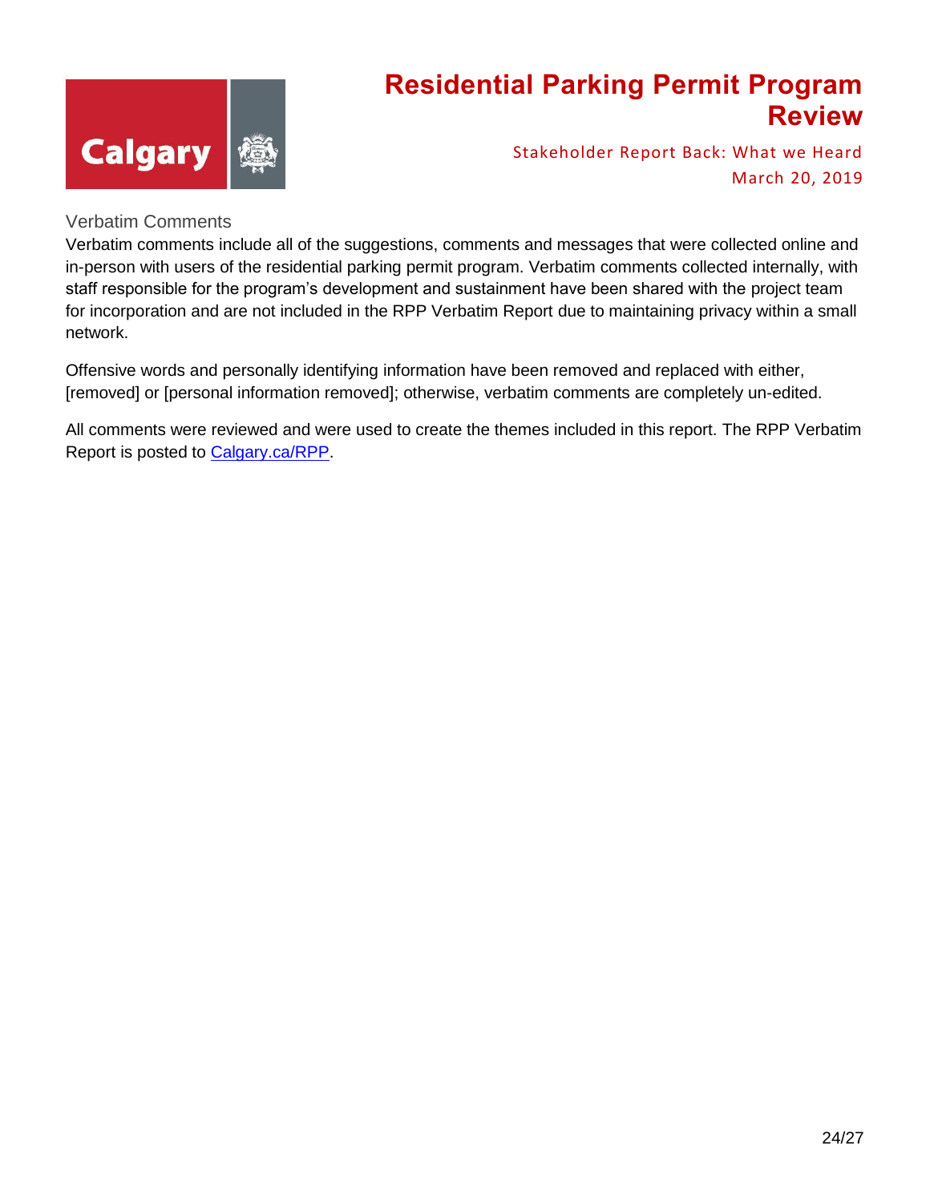## Verbatim Comments

Verbatim comments include all of the suggestions, comments and messages that were collected online and in-person with users of the residential parking permit program. Verbatim comments collected internally, with staff responsible for the program's development and sustainment have been shared with the project team for incorporation and are not included in the RPP Verbatim Report due to maintaining privacy within a small network.

Offensive words and personally identifying information have been removed and replaced with either, [removed] or [personal information removed]; otherwise, verbatim comments are completely un-edited.

All comments were reviewed and were used to create the themes included in this report. The RPP Verbatim Report is posted to [Calgary.ca/RPP](Calgary.ca/RPP).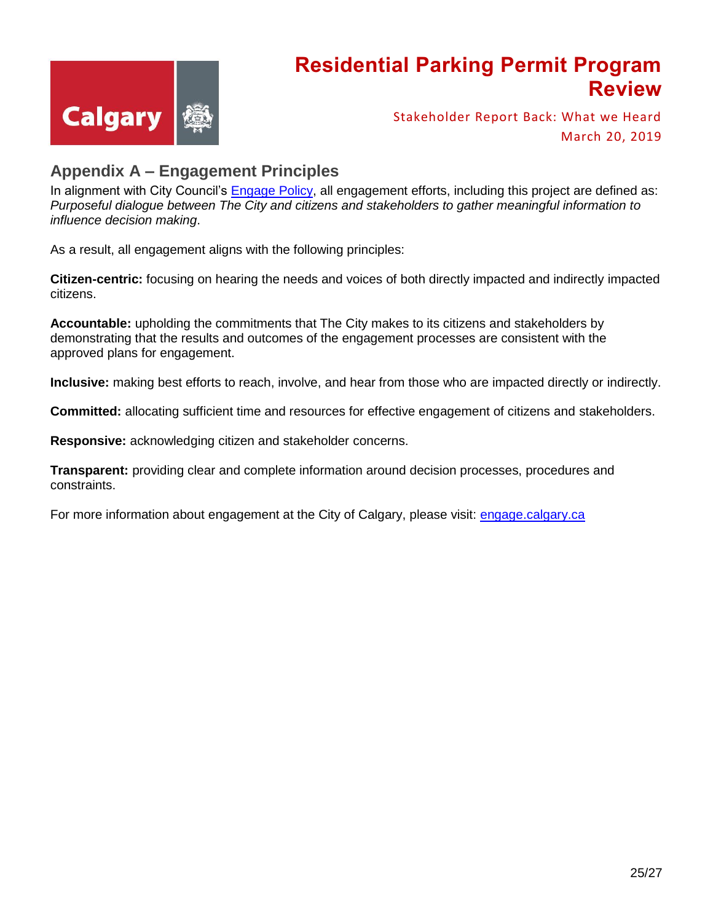## Appendix A – Engagement Principles

In alignment with City Council's [Engage Policy](), all engagement efforts, including this project are defined as: *Purposeful dialogue between The City and citizens and stakeholders to gather meaningful information to influence decision making*.

As a result, all engagement aligns with the following principles:

**Citizen-centric:** focusing on hearing the needs and voices of both directly impacted and indirectly impacted citizens.

**Accountable:** upholding the commitments that The City makes to its citizens and stakeholders by demonstrating that the results and outcomes of the engagement processes are consistent with the approved plans for engagement.

**Inclusive:** making best efforts to reach, involve, and hear from those who are impacted directly or indirectly.

**Committed:** allocating sufficient time and resources for effective engagement of citizens and stakeholders.

**Responsive:** acknowledging citizen and stakeholder concerns.

**Transparent:** providing clear and complete information around decision processes, procedures and constraints.

For more information about engagement at the City of Calgary, please visit: [engage.calgary.ca]()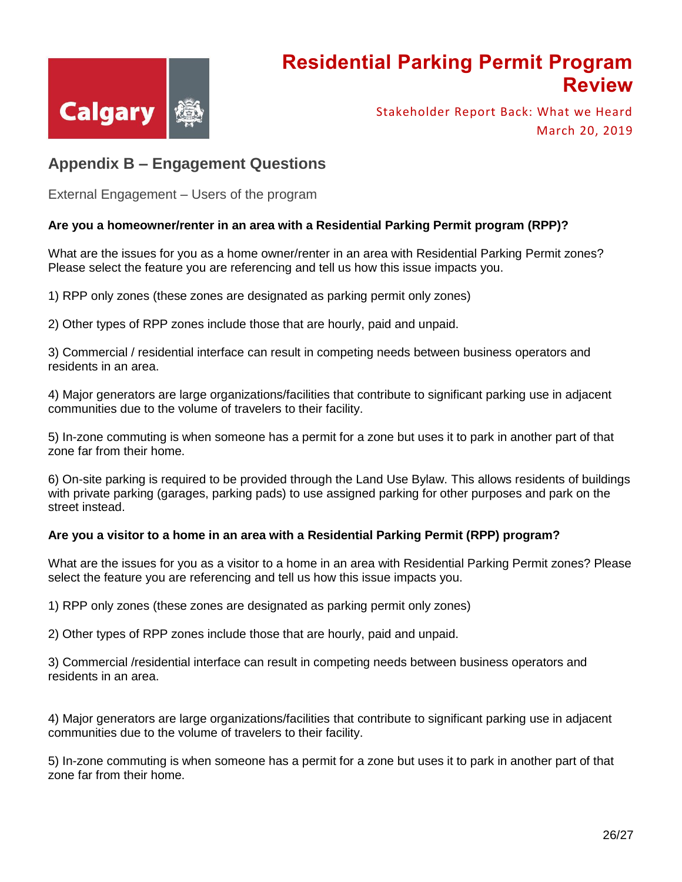## Appendix B – Engagement Questions

External Engagement – Users of the program

**Are you a homeowner/renter in an area with a Residential Parking Permit program (RPP)?**

What are the issues for you as a home owner/renter in an area with Residential Parking Permit zones? Please select the feature you are referencing and tell us how this issue impacts you.

1) RPP only zones (these zones are designated as parking permit only zones)

2) Other types of RPP zones include those that are hourly, paid and unpaid.

3) Commercial / residential interface can result in competing needs between business operators and residents in an area.

4) Major generators are large organizations/facilities that contribute to significant parking use in adjacent communities due to the volume of travelers to their facility.

5) In-zone commuting is when someone has a permit for a zone but uses it to park in another part of that zone far from their home.

6) On-site parking is required to be provided through the Land Use Bylaw. This allows residents of buildings with private parking (garages, parking pads) to use assigned parking for other purposes and park on the street instead.

**Are you a visitor to a home in an area with a Residential Parking Permit (RPP) program?**

What are the issues for you as a visitor to a home in an area with Residential Parking Permit zones? Please select the feature you are referencing and tell us how this issue impacts you.

1) RPP only zones (these zones are designated as parking permit only zones)

2) Other types of RPP zones include those that are hourly, paid and unpaid.

3) Commercial /residential interface can result in competing needs between business operators and residents in an area.

4) Major generators are large organizations/facilities that contribute to significant parking use in adjacent communities due to the volume of travelers to their facility.

5) In-zone commuting is when someone has a permit for a zone but uses it to park in another part of that zone far from their home.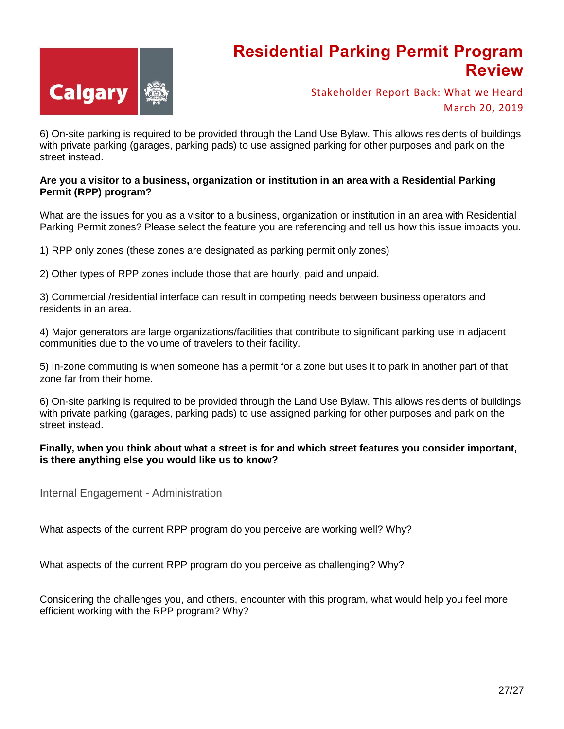6) On-site parking is required to be provided through the Land Use Bylaw. This allows residents of buildings with private parking (garages, parking pads) to use assigned parking for other purposes and park on the street instead.

**Are you a visitor to a business, organization or institution in an area with a Residential Parking Permit (RPP) program?**

What are the issues for you as a visitor to a business, organization or institution in an area with Residential Parking Permit zones? Please select the feature you are referencing and tell us how this issue impacts you.

1) RPP only zones (these zones are designated as parking permit only zones)

2) Other types of RPP zones include those that are hourly, paid and unpaid.

3) Commercial /residential interface can result in competing needs between business operators and residents in an area.

4) Major generators are large organizations/facilities that contribute to significant parking use in adjacent communities due to the volume of travelers to their facility.

5) In-zone commuting is when someone has a permit for a zone but uses it to park in another part of that zone far from their home.

6) On-site parking is required to be provided through the Land Use Bylaw. This allows residents of buildings with private parking (garages, parking pads) to use assigned parking for other purposes and park on the street instead.

**Finally, when you think about what a street is for and which street features you consider important, is there anything else you would like us to know?**

## Internal Engagement - Administration

What aspects of the current RPP program do you perceive are working well? Why?

What aspects of the current RPP program do you perceive as challenging? Why?

Considering the challenges you, and others, encounter with this program, what would help you feel more efficient working with the RPP program? Why?